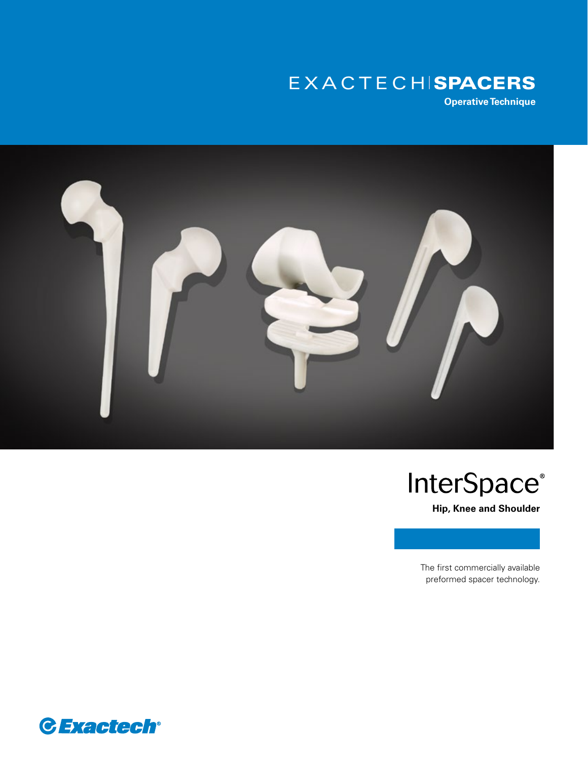EXACTECH | **SPACERS**

**Operative Technique**

# InterSpace®

**Hip, Knee and Shoulder**

The first commercially available preformed spacer technology.

Exactech®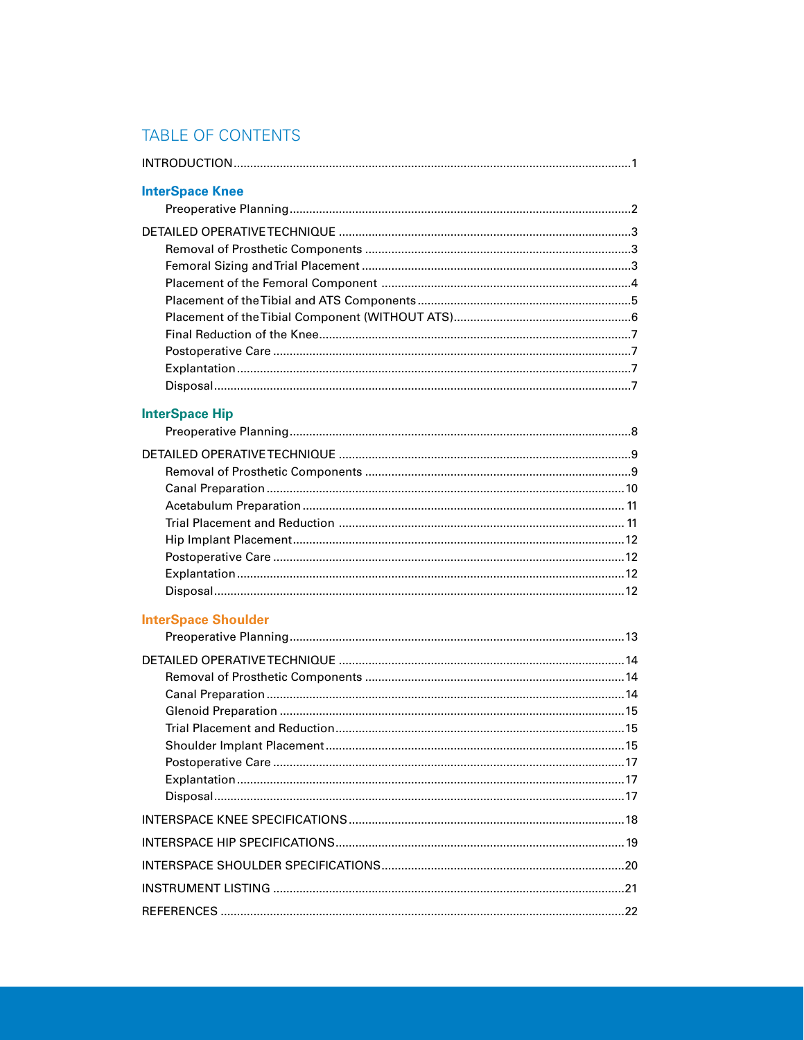# TABLE OF CONTENTS

INTRODUCTION....................................................................................................................1

## InterSpace Knee

- Preoperative Planning....................................................................................................2

DETAILED OPERATIVE TECHNIQUE ....................................................................................3

- Removal of Prosthetic Components ..............................................................................3
- Femoral Sizing and Trial Placement ..............................................................................3
- Placement of the Femoral Component ..........................................................................4
- Placement of the Tibial and ATS Components ..............................................................5
- Placement of the Tibial Component (WITHOUT ATS)....................................................6
- Final Reduction of the Knee............................................................................................7
- Postoperative Care ..........................................................................................................7
- Explantation ....................................................................................................................7
- Disposal...........................................................................................................................7

## InterSpace Hip

- Preoperative Planning....................................................................................................8

DETAILED OPERATIVE TECHNIQUE ....................................................................................9

- Removal of Prosthetic Components ..............................................................................9
- Canal Preparation ..........................................................................................................10
- Acetabulum Preparation ...............................................................................................11
- Trial Placement and Reduction ....................................................................................11
- Hip Implant Placement..................................................................................................12
- Postoperative Care ........................................................................................................12
- Explantation ..................................................................................................................12
- Disposal.........................................................................................................................12

## InterSpace Shoulder

- Preoperative Planning..................................................................................................13

DETAILED OPERATIVE TECHNIQUE ..................................................................................14

- Removal of Prosthetic Components ............................................................................14
- Canal Preparation ..........................................................................................................14
- Glenoid Preparation ......................................................................................................15
- Trial Placement and Reduction.....................................................................................15
- Shoulder Implant Placement........................................................................................15
- Postoperative Care ........................................................................................................17
- Explantation ..................................................................................................................17
- Disposal.........................................................................................................................17

INTERSPACE KNEE SPECIFICATIONS.................................................................................18

INTERSPACE HIP SPECIFICATIONS.....................................................................................19

INTERSPACE SHOULDER SPECIFICATIONS.......................................................................20

INSTRUMENT LISTING ........................................................................................................21

REFERENCES .......................................................................................................................22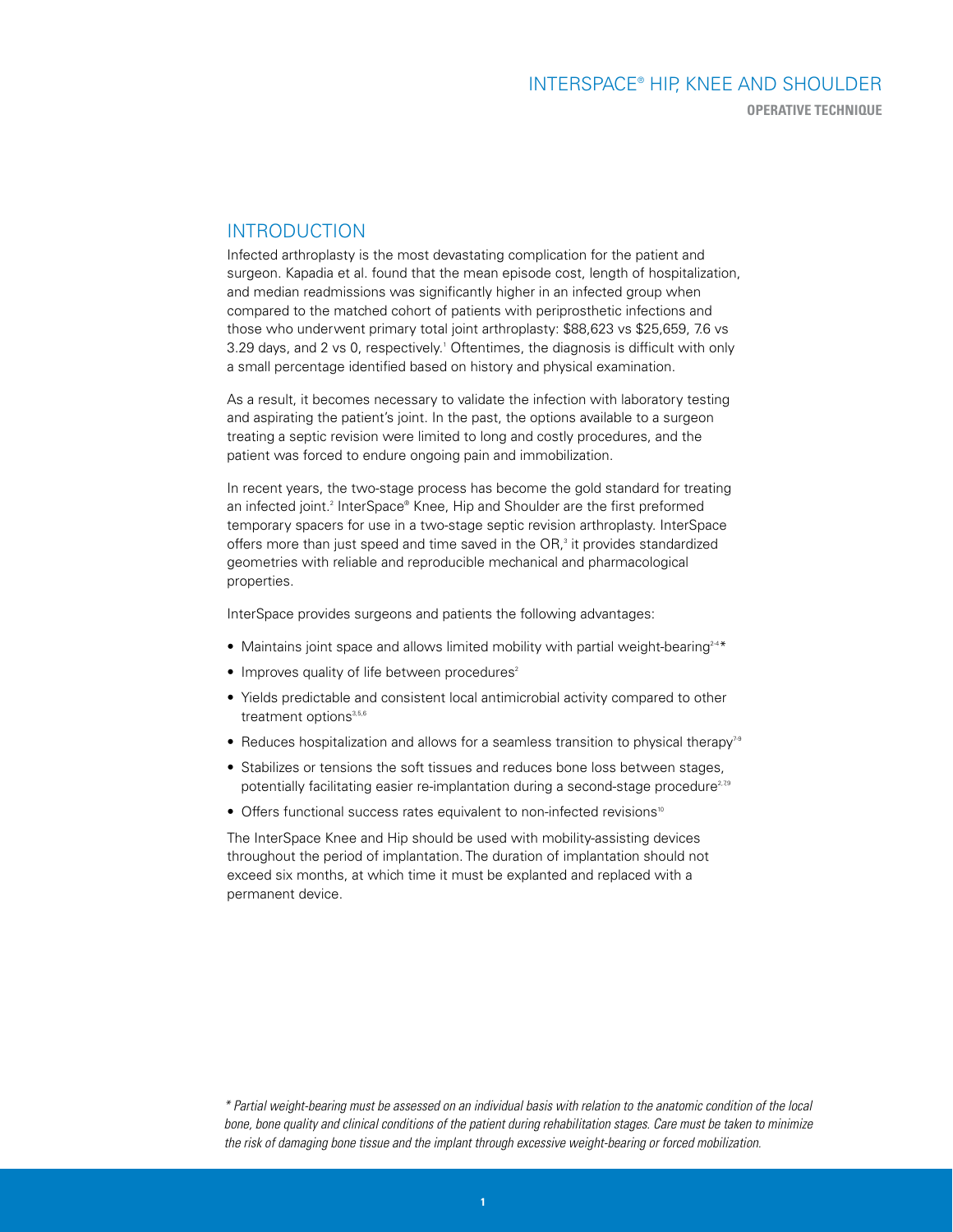## INTRODUCTION

Infected arthroplasty is the most devastating complication for the patient and surgeon. Kapadia et al. found that the mean episode cost, length of hospitalization, and median readmissions was significantly higher in an infected group when compared to the matched cohort of patients with periprosthetic infections and those who underwent primary total joint arthroplasty: $88,623 vs $25,659, 7.6 vs 3.29 days, and 2 vs 0, respectively.[1] Oftentimes, the diagnosis is difficult with only a small percentage identified based on history and physical examination.

As a result, it becomes necessary to validate the infection with laboratory testing and aspirating the patient's joint. In the past, the options available to a surgeon treating a septic revision were limited to long and costly procedures, and the patient was forced to endure ongoing pain and immobilization.

In recent years, the two-stage process has become the gold standard for treating an infected joint.[2] InterSpace® Knee, Hip and Shoulder are the first preformed temporary spacers for use in a two-stage septic revision arthroplasty. InterSpace offers more than just speed and time saved in the OR,[3] it provides standardized geometries with reliable and reproducible mechanical and pharmacological properties.

InterSpace provides surgeons and patients the following advantages:

- Maintains joint space and allows limited mobility with partial weight-bearing[2-4]*
- Improves quality of life between procedures[2]
- Yields predictable and consistent local antimicrobial activity compared to other treatment options[3,5,6]
- Reduces hospitalization and allows for a seamless transition to physical therapy[7-9]
- Stabilizes or tensions the soft tissues and reduces bone loss between stages, potentially facilitating easier re-implantation during a second-stage procedure[2,7,9]
- Offers functional success rates equivalent to non-infected revisions[10]

The InterSpace Knee and Hip should be used with mobility-assisting devices throughout the period of implantation. The duration of implantation should not exceed six months, at which time it must be explanted and replaced with a permanent device.

*\* Partial weight-bearing must be assessed on an individual basis with relation to the anatomic condition of the local bone, bone quality and clinical conditions of the patient during rehabilitation stages. Care must be taken to minimize the risk of damaging bone tissue and the implant through excessive weight-bearing or forced mobilization.*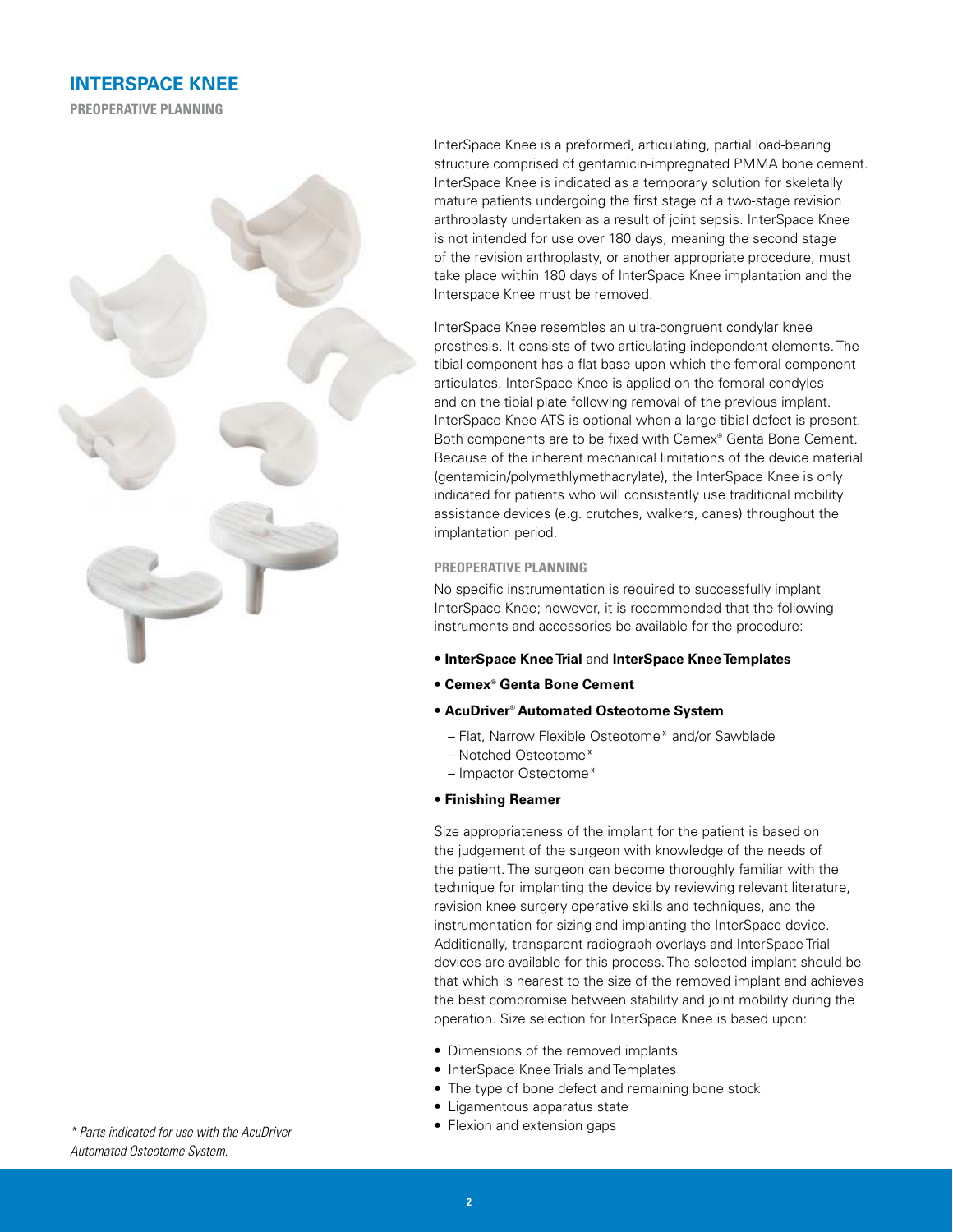# INTERSPACE KNEE

## PREOPERATIVE PLANNING

InterSpace Knee is a preformed, articulating, partial load-bearing structure comprised of gentamicin-impregnated PMMA bone cement. InterSpace Knee is indicated as a temporary solution for skeletally mature patients undergoing the first stage of a two-stage revision arthroplasty undertaken as a result of joint sepsis. InterSpace Knee is not intended for use over 180 days, meaning the second stage of the revision arthroplasty, or another appropriate procedure, must take place within 180 days of InterSpace Knee implantation and the Interspace Knee must be removed.

InterSpace Knee resembles an ultra-congruent condylar knee prosthesis. It consists of two articulating independent elements. The tibial component has a flat base upon which the femoral component articulates. InterSpace Knee is applied on the femoral condyles and on the tibial plate following removal of the previous implant. InterSpace Knee ATS is optional when a large tibial defect is present. Both components are to be fixed with Cemex® Genta Bone Cement. Because of the inherent mechanical limitations of the device material (gentamicin/polymethlymethacrylate), the InterSpace Knee is only indicated for patients who will consistently use traditional mobility assistance devices (e.g. crutches, walkers, canes) throughout the implantation period.

### PREOPERATIVE PLANNING

No specific instrumentation is required to successfully implant InterSpace Knee; however, it is recommended that the following instruments and accessories be available for the procedure:

- **InterSpace Knee Trial** and **InterSpace Knee Templates**
- **Cemex® Genta Bone Cement**
- **AcuDriver® Automated Osteotome System**
  - Flat, Narrow Flexible Osteotome* and/or Sawblade
  - Notched Osteotome*
  - Impactor Osteotome*
- **Finishing Reamer**

Size appropriateness of the implant for the patient is based on the judgement of the surgeon with knowledge of the needs of the patient. The surgeon can become thoroughly familiar with the technique for implanting the device by reviewing relevant literature, revision knee surgery operative skills and techniques, and the instrumentation for sizing and implanting the InterSpace device. Additionally, transparent radiograph overlays and InterSpace Trial devices are available for this process. The selected implant should be that which is nearest to the size of the removed implant and achieves the best compromise between stability and joint mobility during the operation. Size selection for InterSpace Knee is based upon:

- Dimensions of the removed implants
- InterSpace Knee Trials and Templates
- The type of bone defect and remaining bone stock
- Ligamentous apparatus state
- Flexion and extension gaps

*\* Parts indicated for use with the AcuDriver Automated Osteotome System.*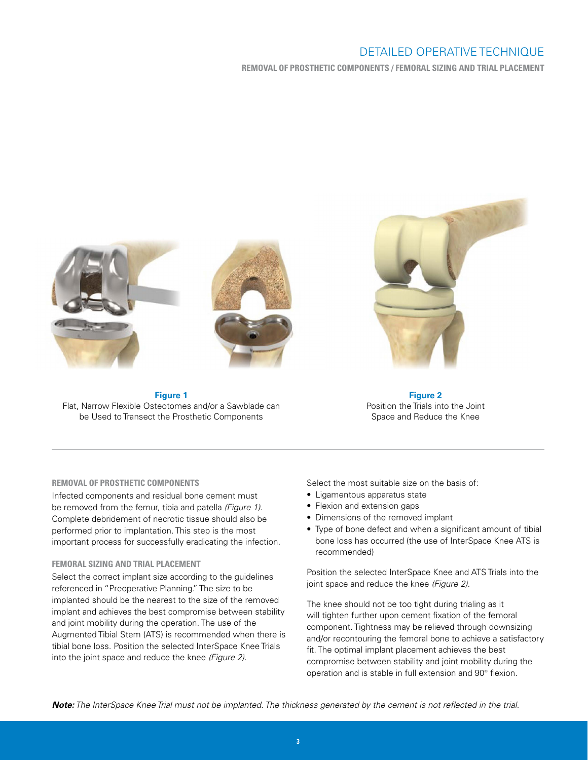# DETAILED OPERATIVE TECHNIQUE

**REMOVAL OF PROSTHETIC COMPONENTS / FEMORAL SIZING AND TRIAL PLACEMENT**

**Figure 1**
Flat, Narrow Flexible Osteotomes and/or a Sawblade can be Used to Transect the Prosthetic Components

**Figure 2**
Position the Trials into the Joint Space and Reduce the Knee

### REMOVAL OF PROSTHETIC COMPONENTS

Infected components and residual bone cement must be removed from the femur, tibia and patella *(Figure 1)*. Complete debridement of necrotic tissue should also be performed prior to implantation. This step is the most important process for successfully eradicating the infection.

### FEMORAL SIZING AND TRIAL PLACEMENT

Select the correct implant size according to the guidelines referenced in "Preoperative Planning." The size to be implanted should be the nearest to the size of the removed implant and achieves the best compromise between stability and joint mobility during the operation. The use of the Augmented Tibial Stem (ATS) is recommended when there is tibial bone loss. Position the selected InterSpace Knee Trials into the joint space and reduce the knee *(Figure 2)*.

Select the most suitable size on the basis of:

- Ligamentous apparatus state
- Flexion and extension gaps
- Dimensions of the removed implant
- Type of bone defect and when a significant amount of tibial bone loss has occurred (the use of InterSpace Knee ATS is recommended)

Position the selected InterSpace Knee and ATS Trials into the joint space and reduce the knee *(Figure 2)*.

The knee should not be too tight during trialing as it will tighten further upon cement fixation of the femoral component. Tightness may be relieved through downsizing and/or recontouring the femoral bone to achieve a satisfactory fit. The optimal implant placement achieves the best compromise between stability and joint mobility during the operation and is stable in full extension and 90° flexion.

***Note:*** *The InterSpace Knee Trial must not be implanted. The thickness generated by the cement is not reflected in the trial.*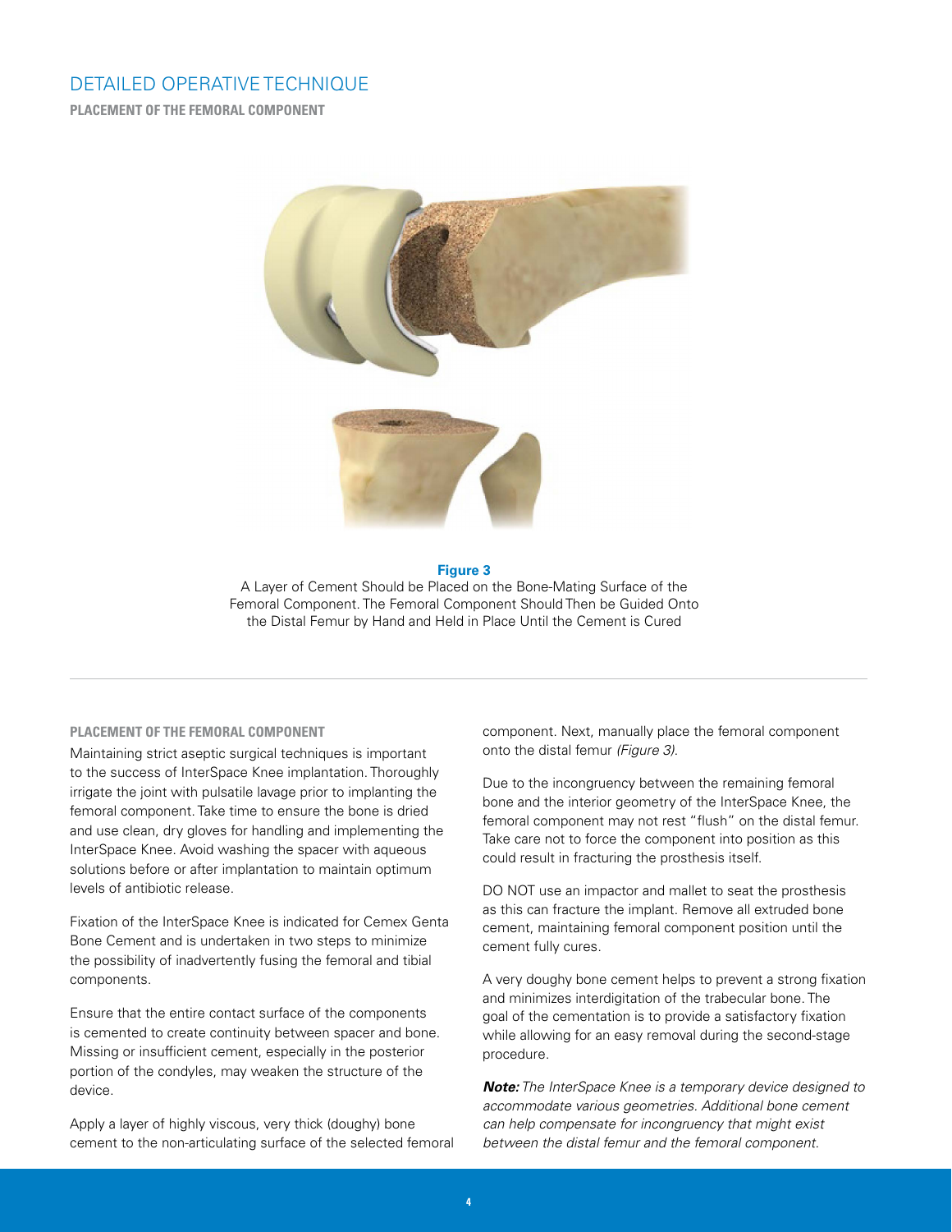## DETAILED OPERATIVE TECHNIQUE

**PLACEMENT OF THE FEMORAL COMPONENT**

**Figure 3**

A Layer of Cement Should be Placed on the Bone-Mating Surface of the Femoral Component. The Femoral Component Should Then be Guided Onto the Distal Femur by Hand and Held in Place Until the Cement is Cured

### PLACEMENT OF THE FEMORAL COMPONENT

Maintaining strict aseptic surgical techniques is important to the success of InterSpace Knee implantation. Thoroughly irrigate the joint with pulsatile lavage prior to implanting the femoral component. Take time to ensure the bone is dried and use clean, dry gloves for handling and implementing the InterSpace Knee. Avoid washing the spacer with aqueous solutions before or after implantation to maintain optimum levels of antibiotic release.

Fixation of the InterSpace Knee is indicated for Cemex Genta Bone Cement and is undertaken in two steps to minimize the possibility of inadvertently fusing the femoral and tibial components.

Ensure that the entire contact surface of the components is cemented to create continuity between spacer and bone. Missing or insufficient cement, especially in the posterior portion of the condyles, may weaken the structure of the device.

Apply a layer of highly viscous, very thick (doughy) bone cement to the non-articulating surface of the selected femoral component. Next, manually place the femoral component onto the distal femur *(Figure 3)*.

Due to the incongruency between the remaining femoral bone and the interior geometry of the InterSpace Knee, the femoral component may not rest "flush" on the distal femur. Take care not to force the component into position as this could result in fracturing the prosthesis itself.

DO NOT use an impactor and mallet to seat the prosthesis as this can fracture the implant. Remove all extruded bone cement, maintaining femoral component position until the cement fully cures.

A very doughy bone cement helps to prevent a strong fixation and minimizes interdigitation of the trabecular bone. The goal of the cementation is to provide a satisfactory fixation while allowing for an easy removal during the second-stage procedure.

***Note:*** *The InterSpace Knee is a temporary device designed to accommodate various geometries. Additional bone cement can help compensate for incongruency that might exist between the distal femur and the femoral component.*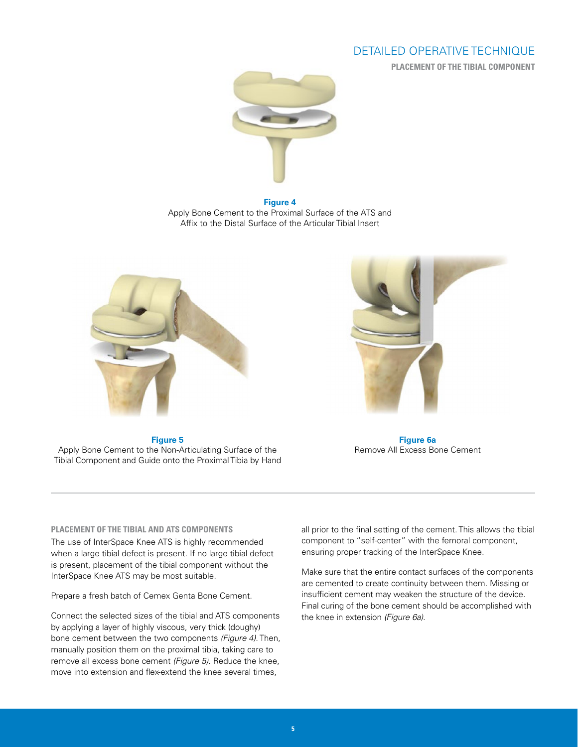# DETAILED OPERATIVE TECHNIQUE

## PLACEMENT OF THE TIBIAL COMPONENT

**Figure 4**
Apply Bone Cement to the Proximal Surface of the ATS and Affix to the Distal Surface of the Articular Tibial Insert

**Figure 5**
Apply Bone Cement to the Non-Articulating Surface of the Tibial Component and Guide onto the Proximal Tibia by Hand

**Figure 6a**
Remove All Excess Bone Cement

### PLACEMENT OF THE TIBIAL AND ATS COMPONENTS

The use of InterSpace Knee ATS is highly recommended when a large tibial defect is present. If no large tibial defect is present, placement of the tibial component without the InterSpace Knee ATS may be most suitable.

Prepare a fresh batch of Cemex Genta Bone Cement.

Connect the selected sizes of the tibial and ATS components by applying a layer of highly viscous, very thick (doughy) bone cement between the two components *(Figure 4)*. Then, manually position them on the proximal tibia, taking care to remove all excess bone cement *(Figure 5)*. Reduce the knee, move into extension and flex-extend the knee several times, all prior to the final setting of the cement. This allows the tibial component to "self-center" with the femoral component, ensuring proper tracking of the InterSpace Knee.

Make sure that the entire contact surfaces of the components are cemented to create continuity between them. Missing or insufficient cement may weaken the structure of the device. Final curing of the bone cement should be accomplished with the knee in extension *(Figure 6a)*.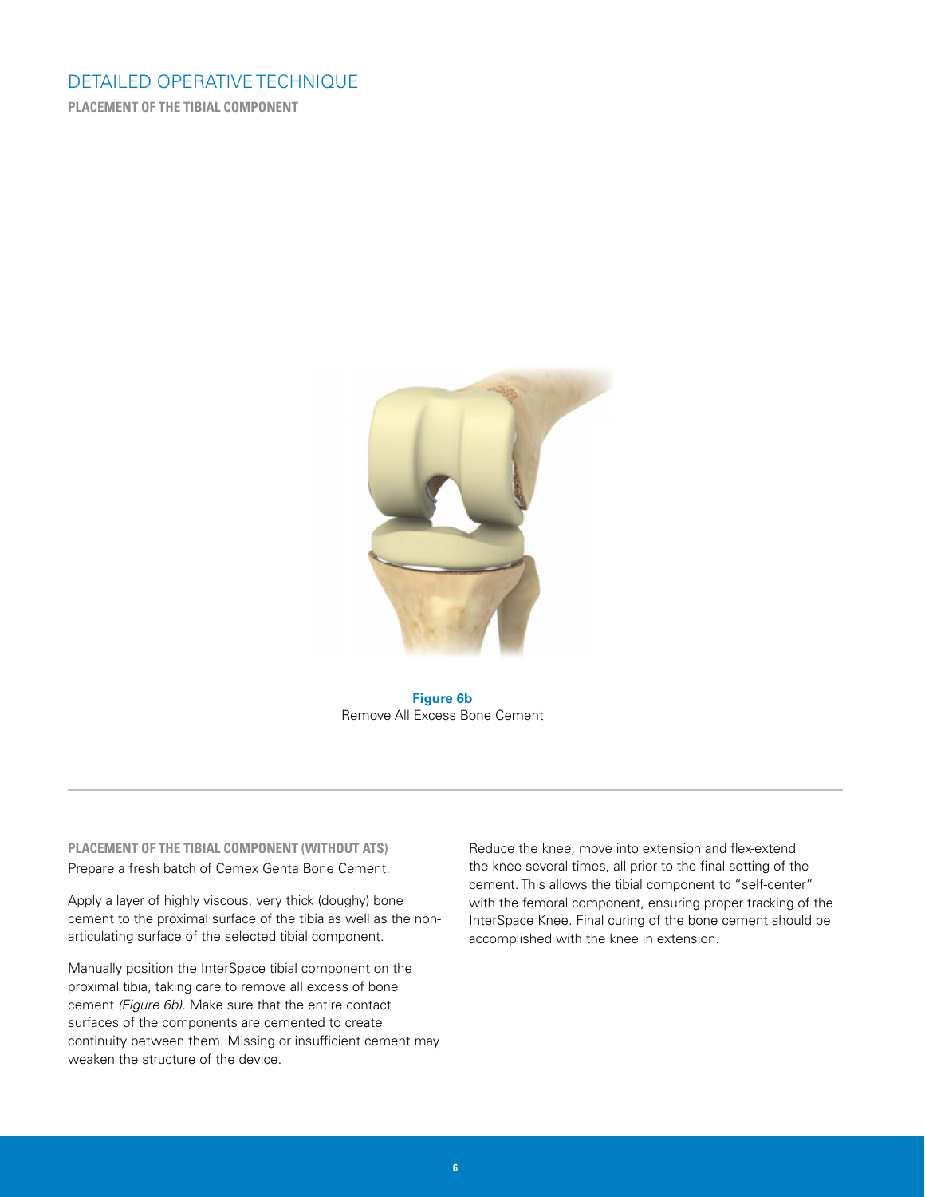## DETAILED OPERATIVE TECHNIQUE

**PLACEMENT OF THE TIBIAL COMPONENT**

**Figure 6b**
Remove All Excess Bone Cement

**PLACEMENT OF THE TIBIAL COMPONENT (WITHOUT ATS)**

Prepare a fresh batch of Cemex Genta Bone Cement.

Apply a layer of highly viscous, very thick (doughy) bone cement to the proximal surface of the tibia as well as the non-articulating surface of the selected tibial component.

Manually position the InterSpace tibial component on the proximal tibia, taking care to remove all excess of bone cement *(Figure 6b)*. Make sure that the entire contact surfaces of the components are cemented to create continuity between them. Missing or insufficient cement may weaken the structure of the device.

Reduce the knee, move into extension and flex-extend the knee several times, all prior to the final setting of the cement. This allows the tibial component to "self-center" with the femoral component, ensuring proper tracking of the InterSpace Knee. Final curing of the bone cement should be accomplished with the knee in extension.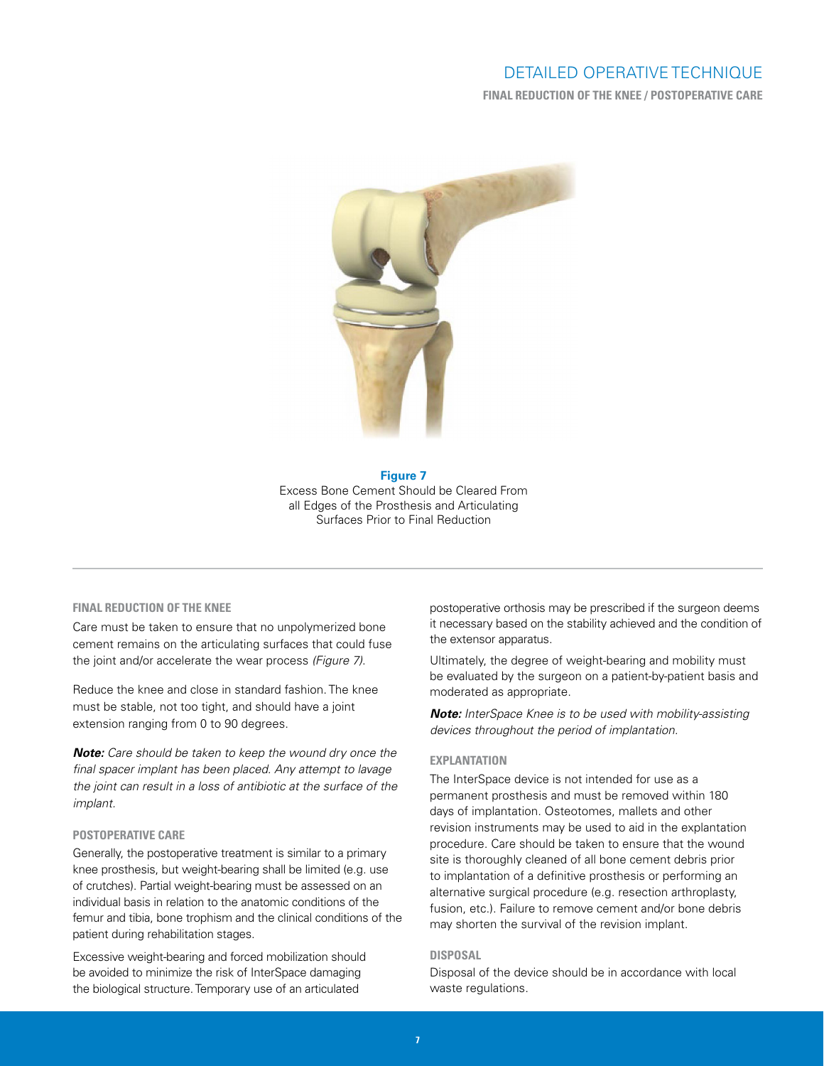# DETAILED OPERATIVE TECHNIQUE

## FINAL REDUCTION OF THE KNEE / POSTOPERATIVE CARE

**Figure 7**
Excess Bone Cement Should be Cleared From all Edges of the Prosthesis and Articulating Surfaces Prior to Final Reduction

### FINAL REDUCTION OF THE KNEE

Care must be taken to ensure that no unpolymerized bone cement remains on the articulating surfaces that could fuse the joint and/or accelerate the wear process *(Figure 7)*.

Reduce the knee and close in standard fashion. The knee must be stable, not too tight, and should have a joint extension ranging from 0 to 90 degrees.

***Note:*** *Care should be taken to keep the wound dry once the final spacer implant has been placed. Any attempt to lavage the joint can result in a loss of antibiotic at the surface of the implant.*

### POSTOPERATIVE CARE

Generally, the postoperative treatment is similar to a primary knee prosthesis, but weight-bearing shall be limited (e.g. use of crutches). Partial weight-bearing must be assessed on an individual basis in relation to the anatomic conditions of the femur and tibia, bone trophism and the clinical conditions of the patient during rehabilitation stages.

Excessive weight-bearing and forced mobilization should be avoided to minimize the risk of InterSpace damaging the biological structure. Temporary use of an articulated postoperative orthosis may be prescribed if the surgeon deems it necessary based on the stability achieved and the condition of the extensor apparatus.

Ultimately, the degree of weight-bearing and mobility must be evaluated by the surgeon on a patient-by-patient basis and moderated as appropriate.

***Note:*** *InterSpace Knee is to be used with mobility-assisting devices throughout the period of implantation.*

### EXPLANTATION

The InterSpace device is not intended for use as a permanent prosthesis and must be removed within 180 days of implantation. Osteotomes, mallets and other revision instruments may be used to aid in the explantation procedure. Care should be taken to ensure that the wound site is thoroughly cleaned of all bone cement debris prior to implantation of a definitive prosthesis or performing an alternative surgical procedure (e.g. resection arthroplasty, fusion, etc.). Failure to remove cement and/or bone debris may shorten the survival of the revision implant.

### DISPOSAL

Disposal of the device should be in accordance with local waste regulations.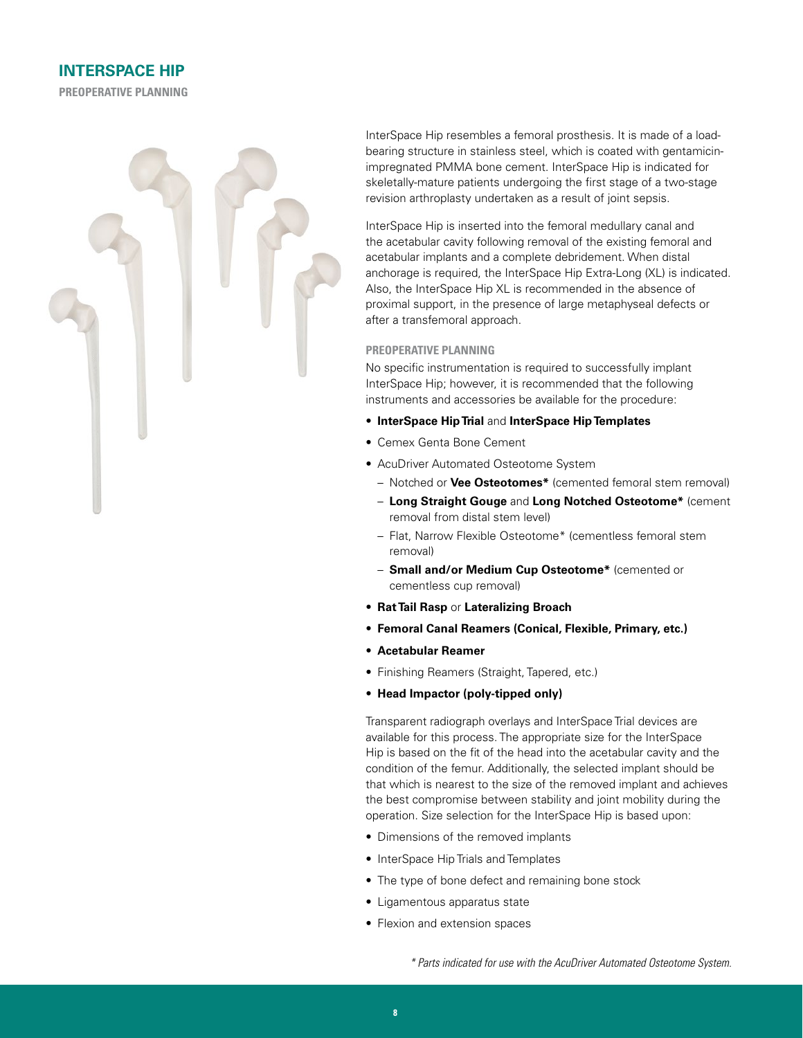# INTERSPACE HIP

## PREOPERATIVE PLANNING

InterSpace Hip resembles a femoral prosthesis. It is made of a load-bearing structure in stainless steel, which is coated with gentamicin-impregnated PMMA bone cement. InterSpace Hip is indicated for skeletally-mature patients undergoing the first stage of a two-stage revision arthroplasty undertaken as a result of joint sepsis.

InterSpace Hip is inserted into the femoral medullary canal and the acetabular cavity following removal of the existing femoral and acetabular implants and a complete debridement. When distal anchorage is required, the InterSpace Hip Extra-Long (XL) is indicated. Also, the InterSpace Hip XL is recommended in the absence of proximal support, in the presence of large metaphyseal defects or after a transfemoral approach.

### PREOPERATIVE PLANNING

No specific instrumentation is required to successfully implant InterSpace Hip; however, it is recommended that the following instruments and accessories be available for the procedure:

- **InterSpace Hip Trial** and **InterSpace Hip Templates**
- Cemex Genta Bone Cement
- AcuDriver Automated Osteotome System
  - Notched or **Vee Osteotomes*** (cemented femoral stem removal)
  - **Long Straight Gouge** and **Long Notched Osteotome*** (cement removal from distal stem level)
  - Flat, Narrow Flexible Osteotome* (cementless femoral stem removal)
  - **Small and/or Medium Cup Osteotome*** (cemented or cementless cup removal)
- **Rat Tail Rasp** or **Lateralizing Broach**
- **Femoral Canal Reamers (Conical, Flexible, Primary, etc.)**
- **Acetabular Reamer**
- Finishing Reamers (Straight, Tapered, etc.)
- **Head Impactor (poly-tipped only)**

Transparent radiograph overlays and InterSpace Trial devices are available for this process. The appropriate size for the InterSpace Hip is based on the fit of the head into the acetabular cavity and the condition of the femur. Additionally, the selected implant should be that which is nearest to the size of the removed implant and achieves the best compromise between stability and joint mobility during the operation. Size selection for the InterSpace Hip is based upon:

- Dimensions of the removed implants
- InterSpace Hip Trials and Templates
- The type of bone defect and remaining bone stock
- Ligamentous apparatus state
- Flexion and extension spaces

*\* Parts indicated for use with the AcuDriver Automated Osteotome System.*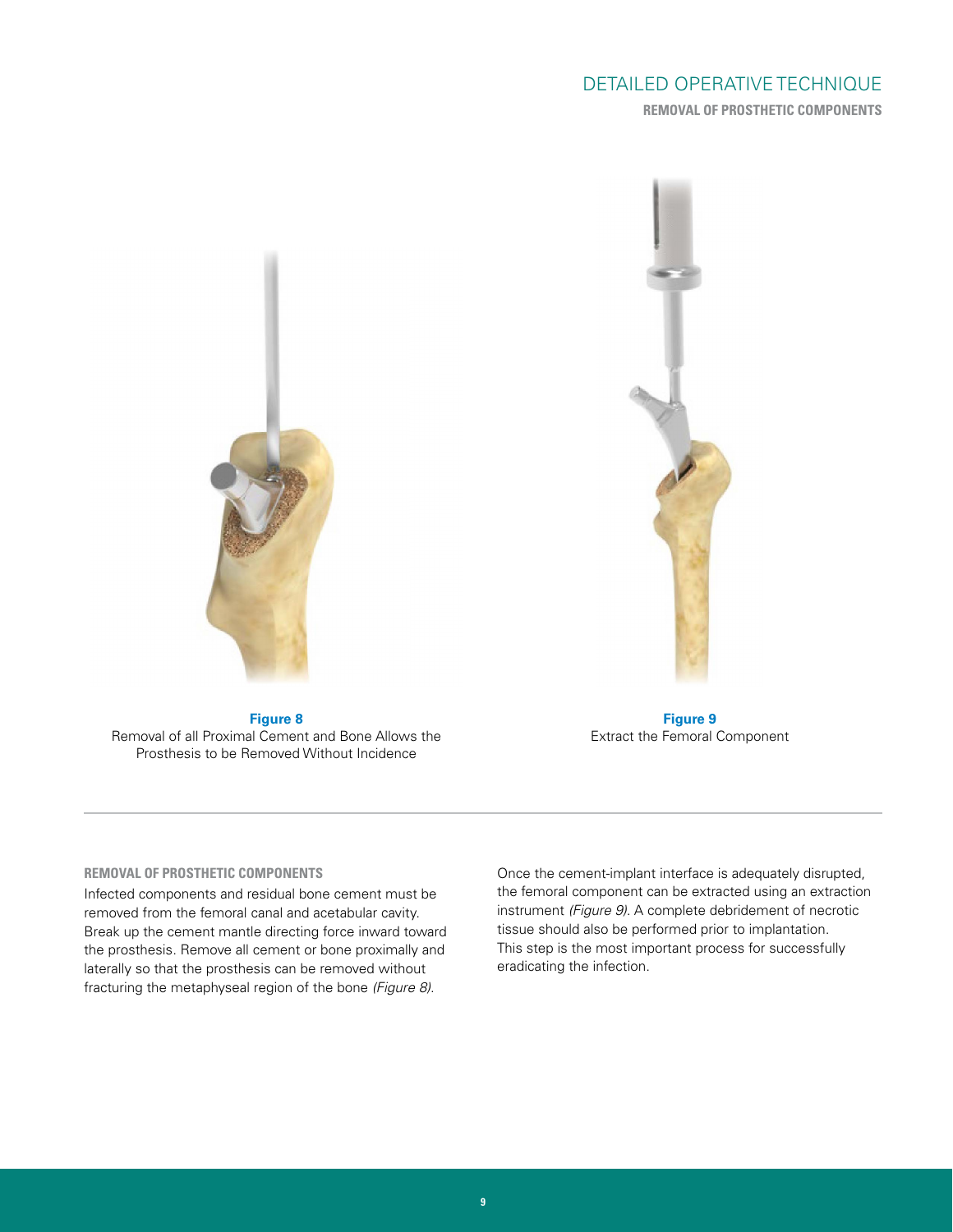**Figure 8**
Removal of all Proximal Cement and Bone Allows the Prosthesis to be Removed Without Incidence

**Figure 9**
Extract the Femoral Component

### REMOVAL OF PROSTHETIC COMPONENTS

Infected components and residual bone cement must be removed from the femoral canal and acetabular cavity. Break up the cement mantle directing force inward toward the prosthesis. Remove all cement or bone proximally and laterally so that the prosthesis can be removed without fracturing the metaphyseal region of the bone *(Figure 8)*.

Once the cement-implant interface is adequately disrupted, the femoral component can be extracted using an extraction instrument *(Figure 9)*. A complete debridement of necrotic tissue should also be performed prior to implantation. This step is the most important process for successfully eradicating the infection.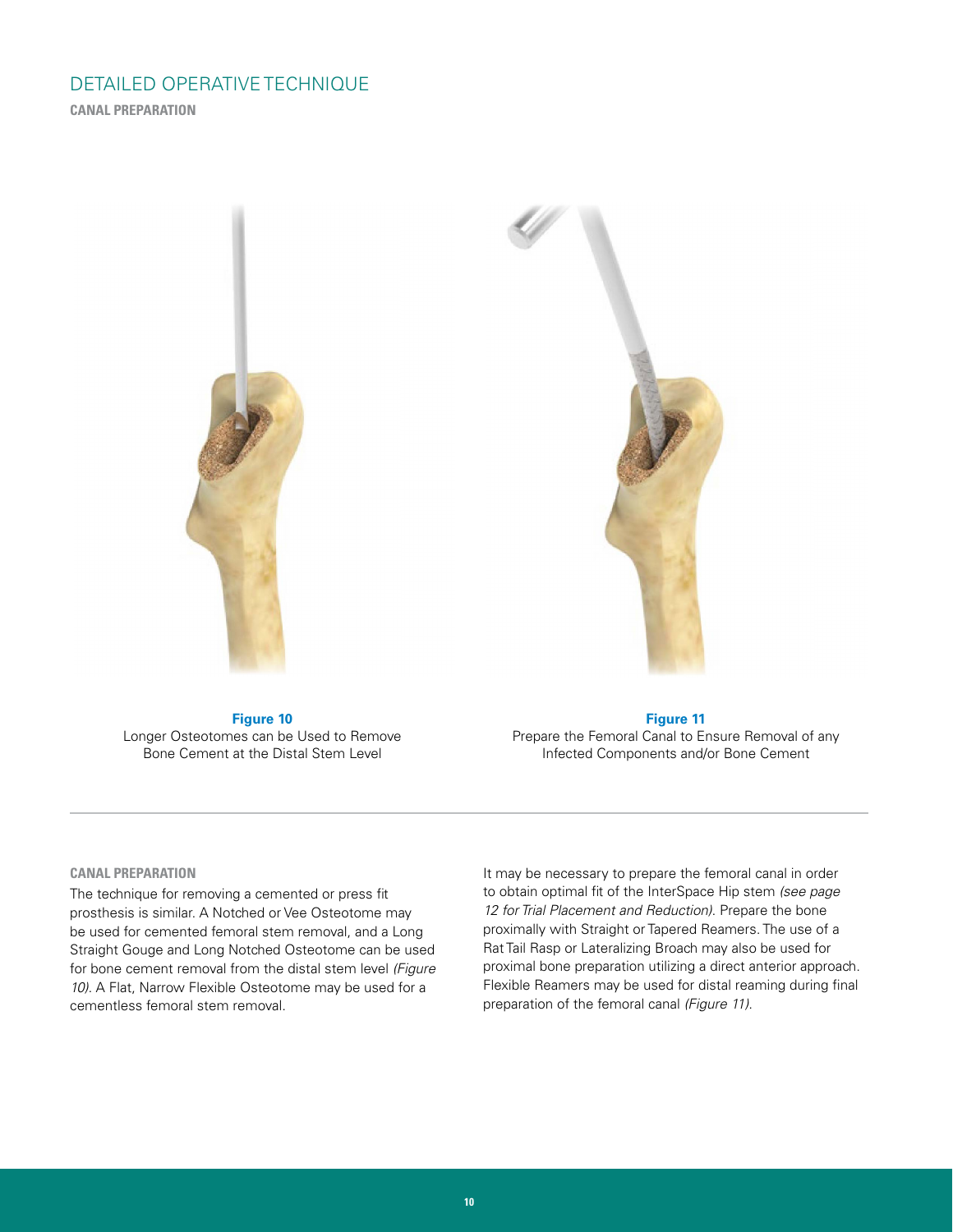# DETAILED OPERATIVE TECHNIQUE

## CANAL PREPARATION

**Figure 10**
Longer Osteotomes can be Used to Remove Bone Cement at the Distal Stem Level

**Figure 11**
Prepare the Femoral Canal to Ensure Removal of any Infected Components and/or Bone Cement

### CANAL PREPARATION

The technique for removing a cemented or press fit prosthesis is similar. A Notched or Vee Osteotome may be used for cemented femoral stem removal, and a Long Straight Gouge and Long Notched Osteotome can be used for bone cement removal from the distal stem level *(Figure 10)*. A Flat, Narrow Flexible Osteotome may be used for a cementless femoral stem removal.

It may be necessary to prepare the femoral canal in order to obtain optimal fit of the InterSpace Hip stem *(see page 12 for Trial Placement and Reduction)*. Prepare the bone proximally with Straight or Tapered Reamers. The use of a Rat Tail Rasp or Lateralizing Broach may also be used for proximal bone preparation utilizing a direct anterior approach. Flexible Reamers may be used for distal reaming during final preparation of the femoral canal *(Figure 11)*.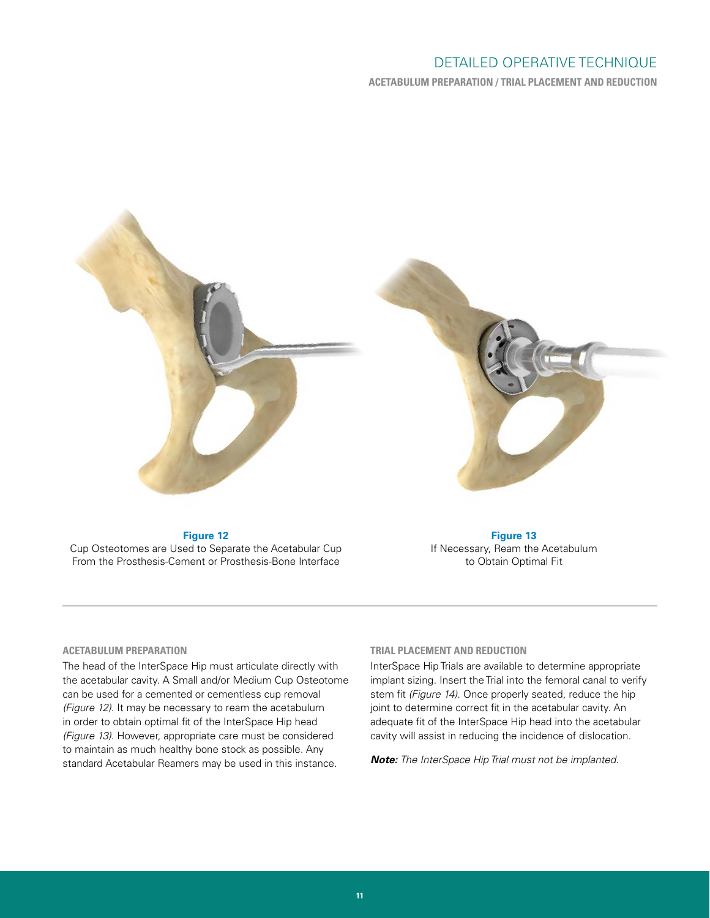## ACETABULUM PREPARATION / TRIAL PLACEMENT AND REDUCTION

**Figure 12**
Cup Osteotomes are Used to Separate the Acetabular Cup From the Prosthesis-Cement or Prosthesis-Bone Interface

**Figure 13**
If Necessary, Ream the Acetabulum to Obtain Optimal Fit

### ACETABULUM PREPARATION

The head of the InterSpace Hip must articulate directly with the acetabular cavity. A Small and/or Medium Cup Osteotome can be used for a cemented or cementless cup removal *(Figure 12)*. It may be necessary to ream the acetabulum in order to obtain optimal fit of the InterSpace Hip head *(Figure 13)*. However, appropriate care must be considered to maintain as much healthy bone stock as possible. Any standard Acetabular Reamers may be used in this instance.

### TRIAL PLACEMENT AND REDUCTION

InterSpace Hip Trials are available to determine appropriate implant sizing. Insert the Trial into the femoral canal to verify stem fit *(Figure 14)*. Once properly seated, reduce the hip joint to determine correct fit in the acetabular cavity. An adequate fit of the InterSpace Hip head into the acetabular cavity will assist in reducing the incidence of dislocation.

***Note:*** *The InterSpace Hip Trial must not be implanted.*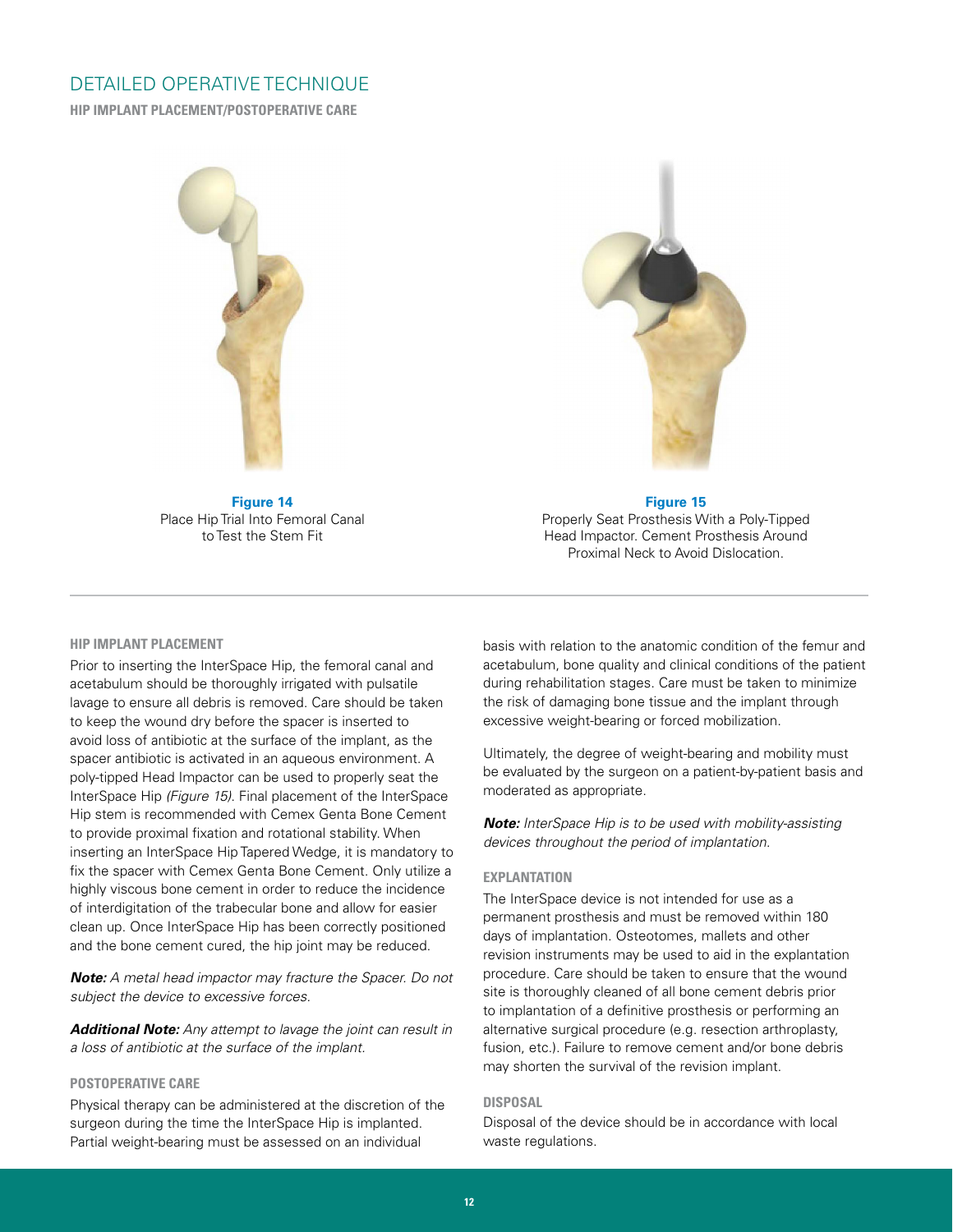## DETAILED OPERATIVE TECHNIQUE

**HIP IMPLANT PLACEMENT/POSTOPERATIVE CARE**

**Figure 14**
Place Hip Trial Into Femoral Canal to Test the Stem Fit

**Figure 15**
Properly Seat Prosthesis With a Poly-Tipped Head Impactor. Cement Prosthesis Around Proximal Neck to Avoid Dislocation.

### HIP IMPLANT PLACEMENT

Prior to inserting the InterSpace Hip, the femoral canal and acetabulum should be thoroughly irrigated with pulsatile lavage to ensure all debris is removed. Care should be taken to keep the wound dry before the spacer is inserted to avoid loss of antibiotic at the surface of the implant, as the spacer antibiotic is activated in an aqueous environment. A poly-tipped Head Impactor can be used to properly seat the InterSpace Hip *(Figure 15)*. Final placement of the InterSpace Hip stem is recommended with Cemex Genta Bone Cement to provide proximal fixation and rotational stability. When inserting an InterSpace Hip Tapered Wedge, it is mandatory to fix the spacer with Cemex Genta Bone Cement. Only utilize a highly viscous bone cement in order to reduce the incidence of interdigitation of the trabecular bone and allow for easier clean up. Once InterSpace Hip has been correctly positioned and the bone cement cured, the hip joint may be reduced.

***Note:*** *A metal head impactor may fracture the Spacer. Do not subject the device to excessive forces.*

***Additional Note:*** *Any attempt to lavage the joint can result in a loss of antibiotic at the surface of the implant.*

### POSTOPERATIVE CARE

Physical therapy can be administered at the discretion of the surgeon during the time the InterSpace Hip is implanted. Partial weight-bearing must be assessed on an individual basis with relation to the anatomic condition of the femur and acetabulum, bone quality and clinical conditions of the patient during rehabilitation stages. Care must be taken to minimize the risk of damaging bone tissue and the implant through excessive weight-bearing or forced mobilization.

Ultimately, the degree of weight-bearing and mobility must be evaluated by the surgeon on a patient-by-patient basis and moderated as appropriate.

***Note:*** *InterSpace Hip is to be used with mobility-assisting devices throughout the period of implantation.*

### EXPLANTATION

The InterSpace device is not intended for use as a permanent prosthesis and must be removed within 180 days of implantation. Osteotomes, mallets and other revision instruments may be used to aid in the explantation procedure. Care should be taken to ensure that the wound site is thoroughly cleaned of all bone cement debris prior to implantation of a definitive prosthesis or performing an alternative surgical procedure (e.g. resection arthroplasty, fusion, etc.). Failure to remove cement and/or bone debris may shorten the survival of the revision implant.

### DISPOSAL

Disposal of the device should be in accordance with local waste regulations.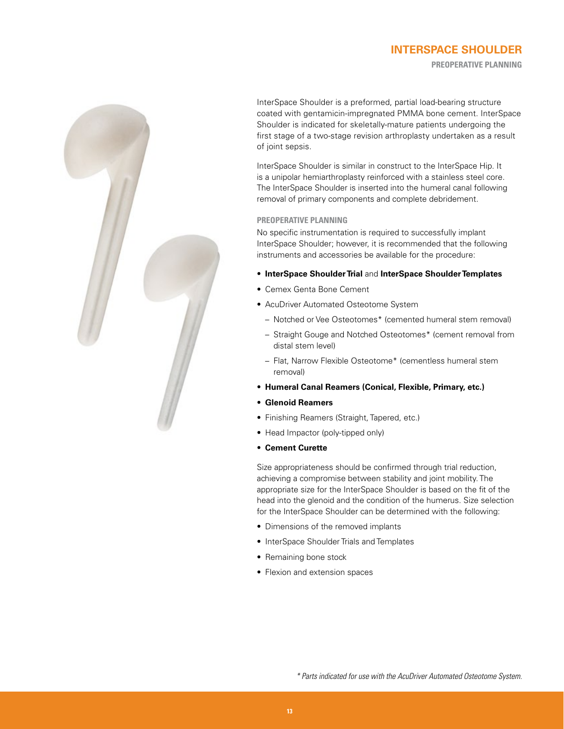# INTERSPACE SHOULDER

## PREOPERATIVE PLANNING

InterSpace Shoulder is a preformed, partial load-bearing structure coated with gentamicin-impregnated PMMA bone cement. InterSpace Shoulder is indicated for skeletally-mature patients undergoing the first stage of a two-stage revision arthroplasty undertaken as a result of joint sepsis.

InterSpace Shoulder is similar in construct to the InterSpace Hip. It is a unipolar hemiarthroplasty reinforced with a stainless steel core. The InterSpace Shoulder is inserted into the humeral canal following removal of primary components and complete debridement.

### PREOPERATIVE PLANNING

No specific instrumentation is required to successfully implant InterSpace Shoulder; however, it is recommended that the following instruments and accessories be available for the procedure:

- **InterSpace Shoulder Trial** and **InterSpace Shoulder Templates**
- Cemex Genta Bone Cement
- AcuDriver Automated Osteotome System
  - Notched or Vee Osteotomes* (cemented humeral stem removal)
  - Straight Gouge and Notched Osteotomes* (cement removal from distal stem level)
  - Flat, Narrow Flexible Osteotome* (cementless humeral stem removal)
- **Humeral Canal Reamers (Conical, Flexible, Primary, etc.)**
- **Glenoid Reamers**
- Finishing Reamers (Straight, Tapered, etc.)
- Head Impactor (poly-tipped only)
- **Cement Curette**

Size appropriateness should be confirmed through trial reduction, achieving a compromise between stability and joint mobility. The appropriate size for the InterSpace Shoulder is based on the fit of the head into the glenoid and the condition of the humerus. Size selection for the InterSpace Shoulder can be determined with the following:

- Dimensions of the removed implants
- InterSpace Shoulder Trials and Templates
- Remaining bone stock
- Flexion and extension spaces

*\* Parts indicated for use with the AcuDriver Automated Osteotome System.*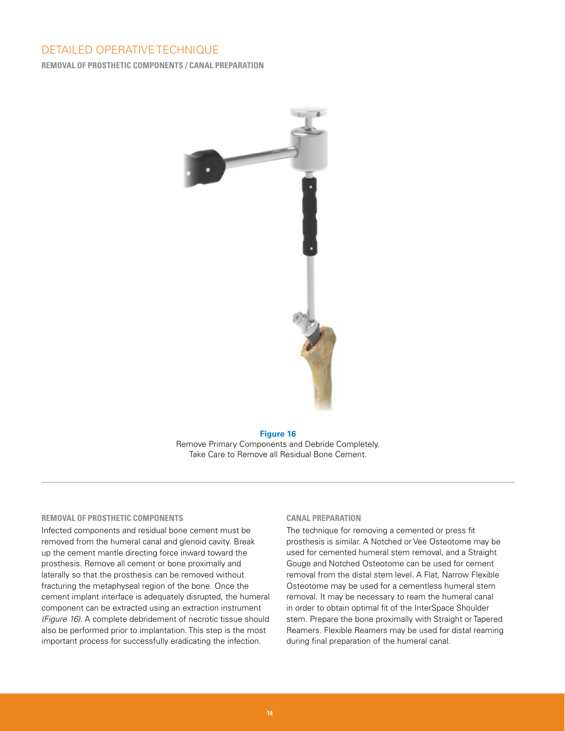# DETAILED OPERATIVE TECHNIQUE

## REMOVAL OF PROSTHETIC COMPONENTS / CANAL PREPARATION

**Figure 16**
Remove Primary Components and Debride Completely.
Take Care to Remove all Residual Bone Cement.

### REMOVAL OF PROSTHETIC COMPONENTS

Infected components and residual bone cement must be removed from the humeral canal and glenoid cavity. Break up the cement mantle directing force inward toward the prosthesis. Remove all cement or bone proximally and laterally so that the prosthesis can be removed without fracturing the metaphyseal region of the bone. Once the cement implant interface is adequately disrupted, the humeral component can be extracted using an extraction instrument *(Figure 16)*. A complete debridement of necrotic tissue should also be performed prior to implantation. This step is the most important process for successfully eradicating the infection.

### CANAL PREPARATION

The technique for removing a cemented or press fit prosthesis is similar. A Notched or Vee Osteotome may be used for cemented humeral stem removal, and a Straight Gouge and Notched Osteotome can be used for cement removal from the distal stem level. A Flat, Narrow Flexible Osteotome may be used for a cementless humeral stem removal. It may be necessary to ream the humeral canal in order to obtain optimal fit of the InterSpace Shoulder stem. Prepare the bone proximally with Straight or Tapered Reamers. Flexible Reamers may be used for distal reaming during final preparation of the humeral canal.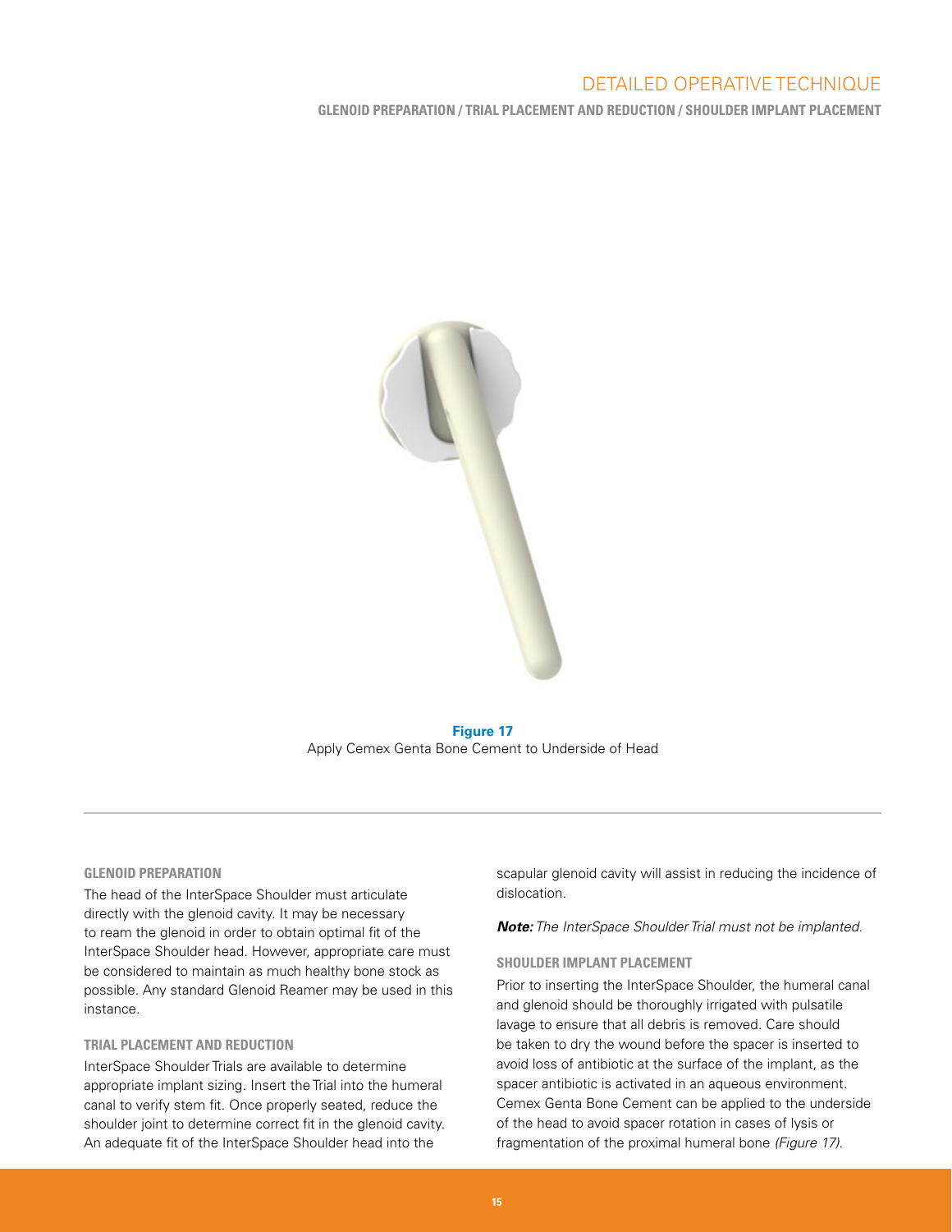Figure 17

Apply Cemex Genta Bone Cement to Underside of Head

### GLENOID PREPARATION

The head of the InterSpace Shoulder must articulate directly with the glenoid cavity. It may be necessary to ream the glenoid in order to obtain optimal fit of the InterSpace Shoulder head. However, appropriate care must be considered to maintain as much healthy bone stock as possible. Any standard Glenoid Reamer may be used in this instance.

### TRIAL PLACEMENT AND REDUCTION

InterSpace Shoulder Trials are available to determine appropriate implant sizing. Insert the Trial into the humeral canal to verify stem fit. Once properly seated, reduce the shoulder joint to determine correct fit in the glenoid cavity. An adequate fit of the InterSpace Shoulder head into the scapular glenoid cavity will assist in reducing the incidence of dislocation.

***Note:*** *The InterSpace Shoulder Trial must not be implanted.*

### SHOULDER IMPLANT PLACEMENT

Prior to inserting the InterSpace Shoulder, the humeral canal and glenoid should be thoroughly irrigated with pulsatile lavage to ensure that all debris is removed. Care should be taken to dry the wound before the spacer is inserted to avoid loss of antibiotic at the surface of the implant, as the spacer antibiotic is activated in an aqueous environment. Cemex Genta Bone Cement can be applied to the underside of the head to avoid spacer rotation in cases of lysis or fragmentation of the proximal humeral bone *(Figure 17).*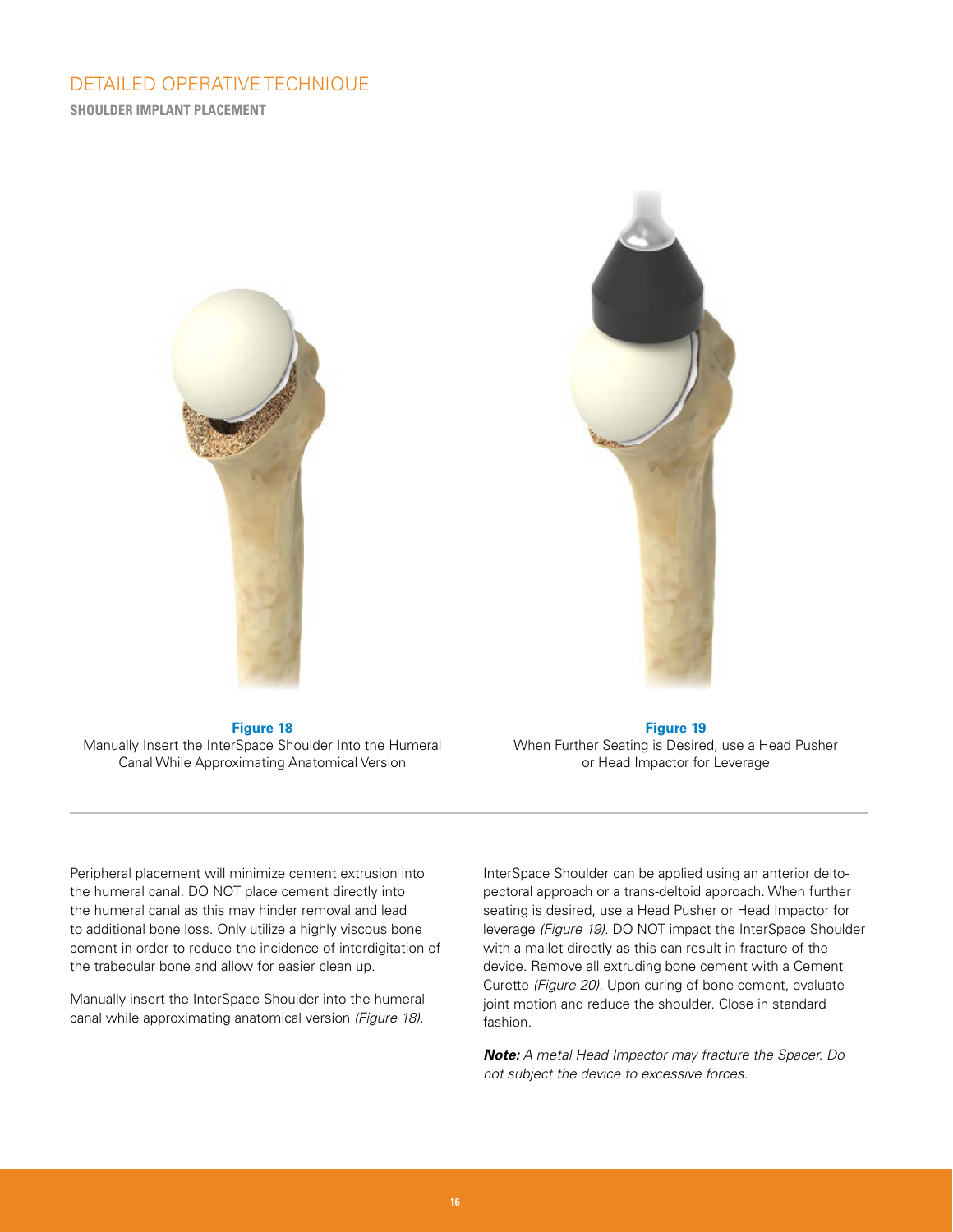# DETAILED OPERATIVE TECHNIQUE

**SHOULDER IMPLANT PLACEMENT**

**Figure 18**
Manually Insert the InterSpace Shoulder Into the Humeral Canal While Approximating Anatomical Version

**Figure 19**
When Further Seating is Desired, use a Head Pusher or Head Impactor for Leverage

Peripheral placement will minimize cement extrusion into the humeral canal. DO NOT place cement directly into the humeral canal as this may hinder removal and lead to additional bone loss. Only utilize a highly viscous bone cement in order to reduce the incidence of interdigitation of the trabecular bone and allow for easier clean up.

Manually insert the InterSpace Shoulder into the humeral canal while approximating anatomical version *(Figure 18)*.

InterSpace Shoulder can be applied using an anterior delto-pectoral approach or a trans-deltoid approach. When further seating is desired, use a Head Pusher or Head Impactor for leverage *(Figure 19)*. DO NOT impact the InterSpace Shoulder with a mallet directly as this can result in fracture of the device. Remove all extruding bone cement with a Cement Curette *(Figure 20)*. Upon curing of bone cement, evaluate joint motion and reduce the shoulder. Close in standard fashion.

***Note:*** *A metal Head Impactor may fracture the Spacer. Do not subject the device to excessive forces.*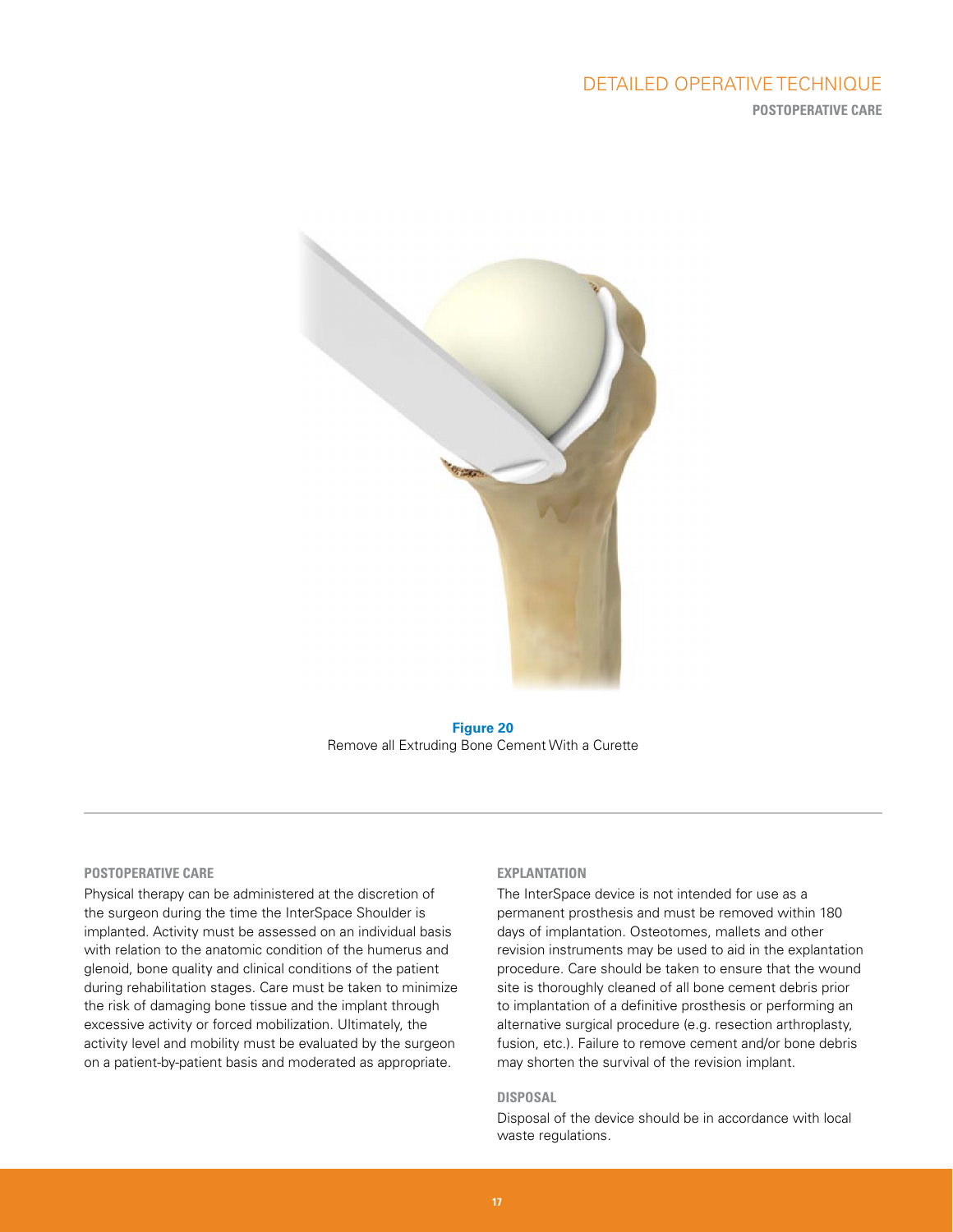**Figure 20**
Remove all Extruding Bone Cement With a Curette

## POSTOPERATIVE CARE

Physical therapy can be administered at the discretion of the surgeon during the time the InterSpace Shoulder is implanted. Activity must be assessed on an individual basis with relation to the anatomic condition of the humerus and glenoid, bone quality and clinical conditions of the patient during rehabilitation stages. Care must be taken to minimize the risk of damaging bone tissue and the implant through excessive activity or forced mobilization. Ultimately, the activity level and mobility must be evaluated by the surgeon on a patient-by-patient basis and moderated as appropriate.

## EXPLANTATION

The InterSpace device is not intended for use as a permanent prosthesis and must be removed within 180 days of implantation. Osteotomes, mallets and other revision instruments may be used to aid in the explantation procedure. Care should be taken to ensure that the wound site is thoroughly cleaned of all bone cement debris prior to implantation of a definitive prosthesis or performing an alternative surgical procedure (e.g. resection arthroplasty, fusion, etc.). Failure to remove cement and/or bone debris may shorten the survival of the revision implant.

## DISPOSAL

Disposal of the device should be in accordance with local waste regulations.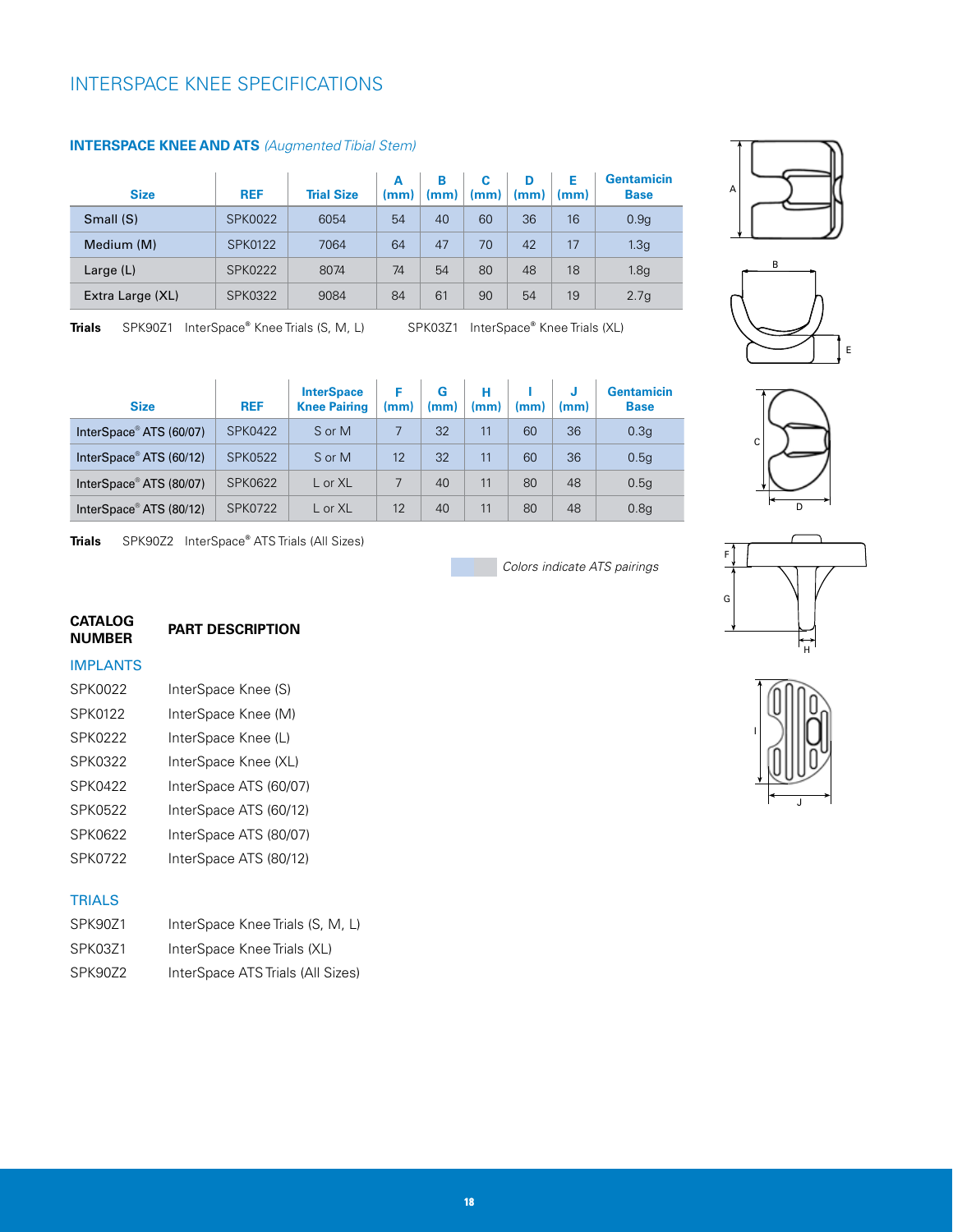# INTERSPACE KNEE SPECIFICATIONS

## INTERSPACE KNEE AND ATS *(Augmented Tibial Stem)*

| Size | REF | Trial Size | A (mm) | B (mm) | C (mm) | D (mm) | E (mm) | Gentamicin Base |
|---|---|---|---|---|---|---|---|---|
| Small (S) | SPK0022 | 6054 | 54 | 40 | 60 | 36 | 16 | 0.9g |
| Medium (M) | SPK0122 | 7064 | 64 | 47 | 70 | 42 | 17 | 1.3g |
| Large (L) | SPK0222 | 8074 | 74 | 54 | 80 | 48 | 18 | 1.8g |
| Extra Large (XL) | SPK0322 | 9084 | 84 | 61 | 90 | 54 | 19 | 2.7g |

**Trials** SPK90Z1 InterSpace® Knee Trials (S, M, L) SPK03Z1 InterSpace® Knee Trials (XL)

| Size | REF | InterSpace Knee Pairing | F (mm) | G (mm) | H (mm) | I (mm) | J (mm) | Gentamicin Base |
|---|---|---|---|---|---|---|---|---|
| InterSpace® ATS (60/07) | SPK0422 | S or M | 7 | 32 | 11 | 60 | 36 | 0.3g |
| InterSpace® ATS (60/12) | SPK0522 | S or M | 12 | 32 | 11 | 60 | 36 | 0.5g |
| InterSpace® ATS (80/07) | SPK0622 | L or XL | 7 | 40 | 11 | 80 | 48 | 0.5g |
| InterSpace® ATS (80/12) | SPK0722 | L or XL | 12 | 40 | 11 | 80 | 48 | 0.8g |

**Trials** SPK90Z2 InterSpace® ATS Trials (All Sizes)

*Colors indicate ATS pairings*

| CATALOG NUMBER | PART DESCRIPTION |
|---|---|
| **IMPLANTS** | |
| SPK0022 | InterSpace Knee (S) |
| SPK0122 | InterSpace Knee (M) |
| SPK0222 | InterSpace Knee (L) |
| SPK0322 | InterSpace Knee (XL) |
| SPK0422 | InterSpace ATS (60/07) |
| SPK0522 | InterSpace ATS (60/12) |
| SPK0622 | InterSpace ATS (80/07) |
| SPK0722 | InterSpace ATS (80/12) |
| **TRIALS** | |
| SPK90Z1 | InterSpace Knee Trials (S, M, L) |
| SPK03Z1 | InterSpace Knee Trials (XL) |
| SPK90Z2 | InterSpace ATS Trials (All Sizes) |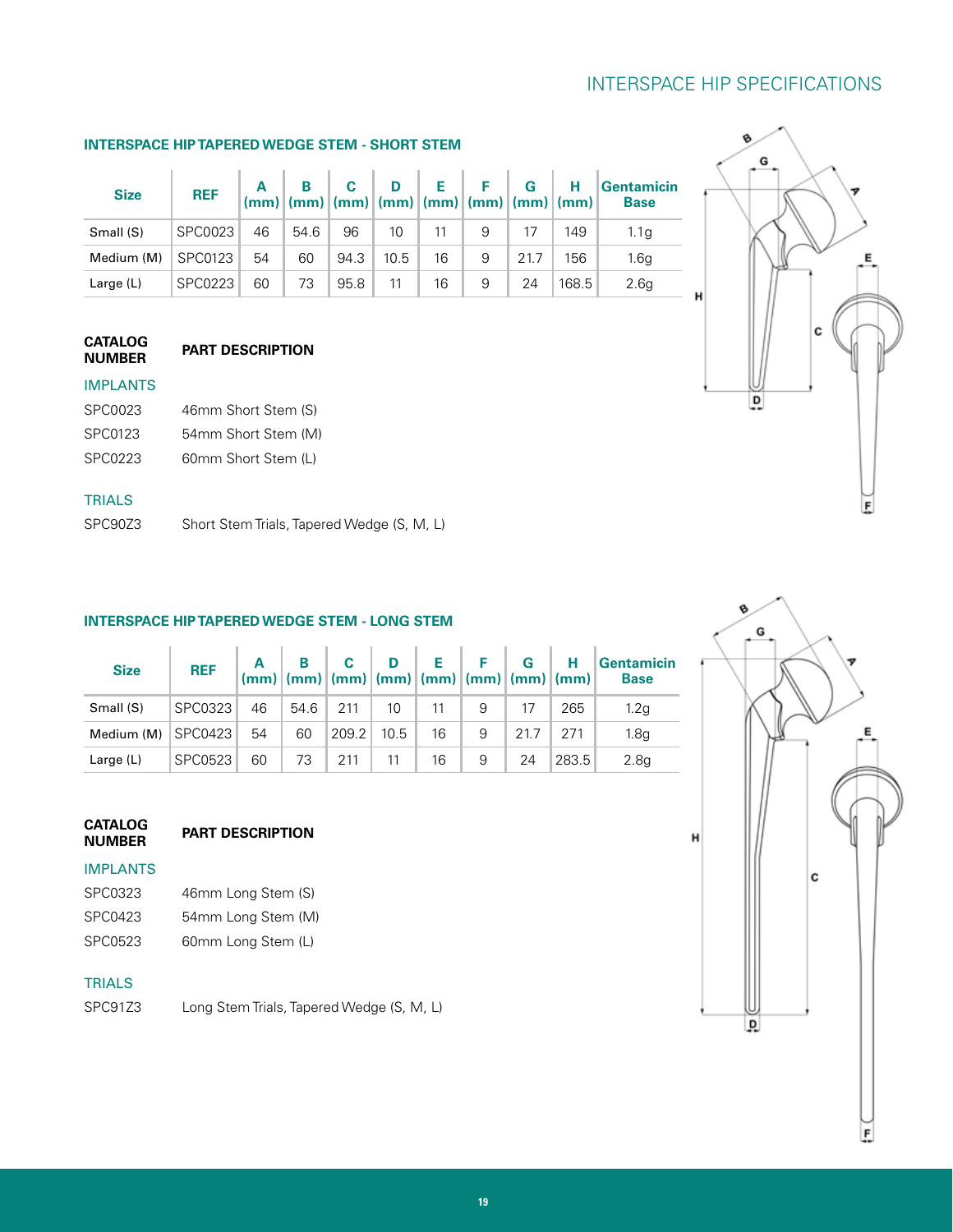# INTERSPACE HIP SPECIFICATIONS

### INTERSPACE HIP TAPERED WEDGE STEM - SHORT STEM

| Size | REF | A (mm) | B (mm) | C (mm) | D (mm) | E (mm) | F (mm) | G (mm) | H (mm) | Gentamicin Base |
|---|---|---|---|---|---|---|---|---|---|---|
| Small (S) | SPC0023 | 46 | 54.6 | 96 | 10 | 11 | 9 | 17 | 149 | 1.1g |
| Medium (M) | SPC0123 | 54 | 60 | 94.3 | 10.5 | 16 | 9 | 21.7 | 156 | 1.6g |
| Large (L) | SPC0223 | 60 | 73 | 95.8 | 11 | 16 | 9 | 24 | 168.5 | 2.6g |

| CATALOG NUMBER | PART DESCRIPTION |
|---|---|
| **IMPLANTS** | |
| SPC0023 | 46mm Short Stem (S) |
| SPC0123 | 54mm Short Stem (M) |
| SPC0223 | 60mm Short Stem (L) |
| **TRIALS** | |
| SPC90Z3 | Short Stem Trials, Tapered Wedge (S, M, L) |

### INTERSPACE HIP TAPERED WEDGE STEM - LONG STEM

| Size | REF | A (mm) | B (mm) | C (mm) | D (mm) | E (mm) | F (mm) | G (mm) | H (mm) | Gentamicin Base |
|---|---|---|---|---|---|---|---|---|---|---|
| Small (S) | SPC0323 | 46 | 54.6 | 211 | 10 | 11 | 9 | 17 | 265 | 1.2g |
| Medium (M) | SPC0423 | 54 | 60 | 209.2 | 10.5 | 16 | 9 | 21.7 | 271 | 1.8g |
| Large (L) | SPC0523 | 60 | 73 | 211 | 11 | 16 | 9 | 24 | 283.5 | 2.8g |

| CATALOG NUMBER | PART DESCRIPTION |
|---|---|
| **IMPLANTS** | |
| SPC0323 | 46mm Long Stem (S) |
| SPC0423 | 54mm Long Stem (M) |
| SPC0523 | 60mm Long Stem (L) |
| **TRIALS** | |
| SPC91Z3 | Long Stem Trials, Tapered Wedge (S, M, L) |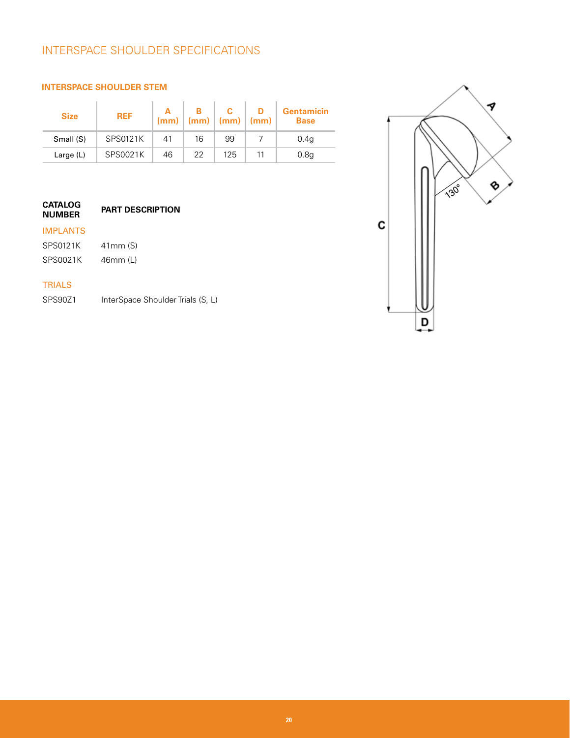# INTERSPACE SHOULDER SPECIFICATIONS

### INTERSPACE SHOULDER STEM

| Size | REF | A (mm) | B (mm) | C (mm) | D (mm) | Gentamicin Base |
|---|---|---|---|---|---|---|
| Small (S) | SPS0121K | 41 | 16 | 99 | 7 | 0.4g |
| Large (L) | SPS0021K | 46 | 22 | 125 | 11 | 0.8g |

| CATALOG NUMBER | PART DESCRIPTION |
|---|---|
| **IMPLANTS** | |
| SPS0121K | 41mm (S) |
| SPS0021K | 46mm (L) |
| **TRIALS** | |
| SPS90Z1 | InterSpace Shoulder Trials (S, L) |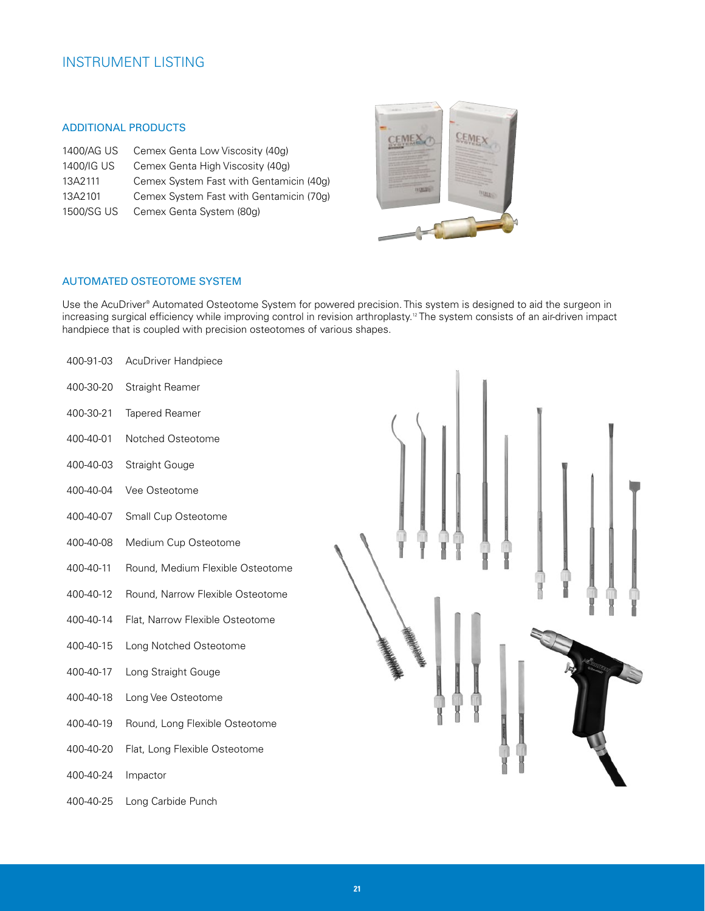# INSTRUMENT LISTING

## ADDITIONAL PRODUCTS

| | |
|---|---|
| 1400/AG US | Cemex Genta Low Viscosity (40g) |
| 1400/IG US | Cemex Genta High Viscosity (40g) |
| 13A2111 | Cemex System Fast with Gentamicin (40g) |
| 13A2101 | Cemex System Fast with Gentamicin (70g) |
| 1500/SG US | Cemex Genta System (80g) |

## AUTOMATED OSTEOTOME SYSTEM

Use the AcuDriver® Automated Osteotome System for powered precision. This system is designed to aid the surgeon in increasing surgical efficiency while improving control in revision arthroplasty.[12] The system consists of an air-driven impact handpiece that is coupled with precision osteotomes of various shapes.

| | |
|---|---|
| 400-91-03 | AcuDriver Handpiece |
| 400-30-20 | Straight Reamer |
| 400-30-21 | Tapered Reamer |
| 400-40-01 | Notched Osteotome |
| 400-40-03 | Straight Gouge |
| 400-40-04 | Vee Osteotome |
| 400-40-07 | Small Cup Osteotome |
| 400-40-08 | Medium Cup Osteotome |
| 400-40-11 | Round, Medium Flexible Osteotome |
| 400-40-12 | Round, Narrow Flexible Osteotome |
| 400-40-14 | Flat, Narrow Flexible Osteotome |
| 400-40-15 | Long Notched Osteotome |
| 400-40-17 | Long Straight Gouge |
| 400-40-18 | Long Vee Osteotome |
| 400-40-19 | Round, Long Flexible Osteotome |
| 400-40-20 | Flat, Long Flexible Osteotome |
| 400-40-24 | Impactor |
| 400-40-25 | Long Carbide Punch |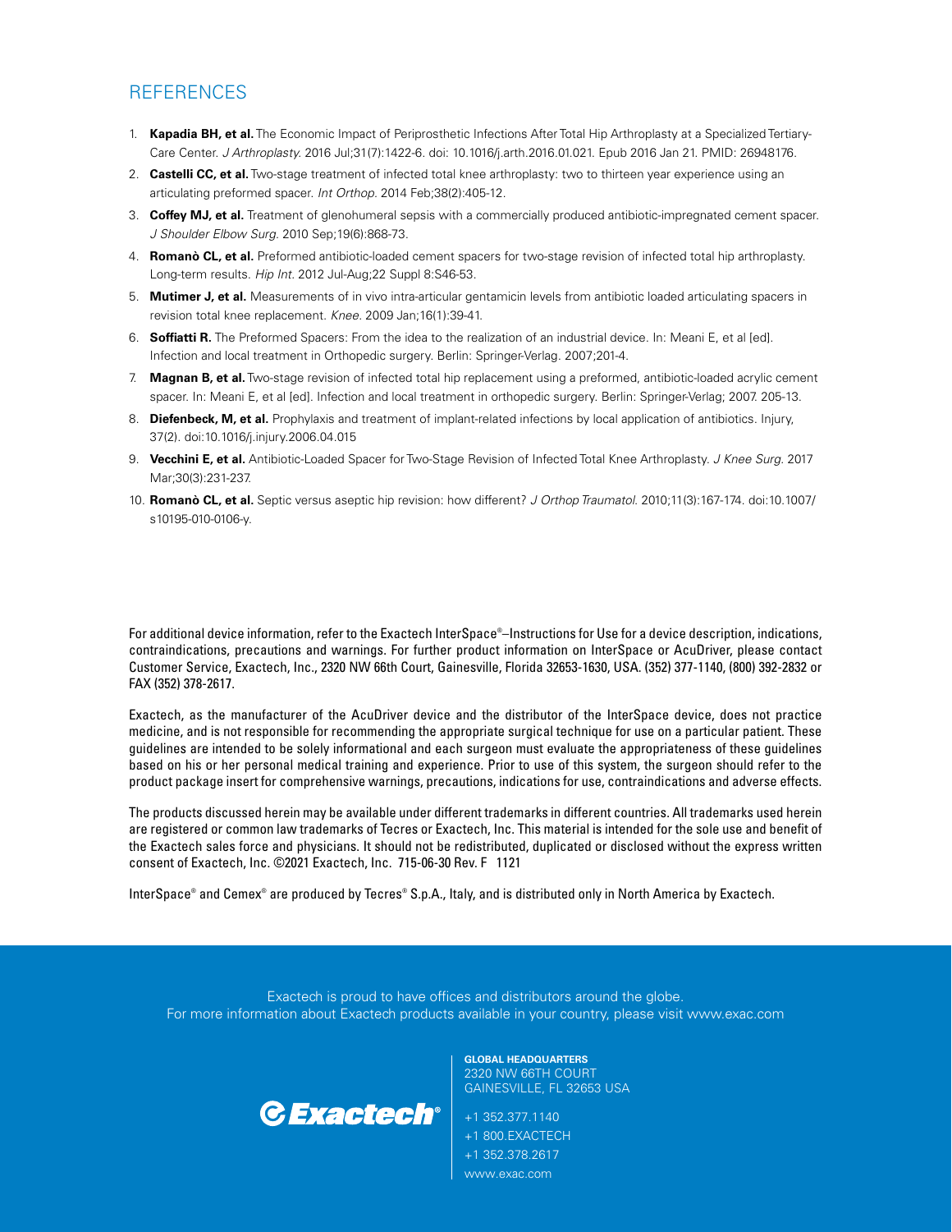## REFERENCES

1. **Kapadia BH, et al.** The Economic Impact of Periprosthetic Infections After Total Hip Arthroplasty at a Specialized Tertiary-Care Center. *J Arthroplasty.* 2016 Jul;31(7):1422-6. doi: 10.1016/j.arth.2016.01.021. Epub 2016 Jan 21. PMID: 26948176.
2. **Castelli CC, et al.** Two-stage treatment of infected total knee arthroplasty: two to thirteen year experience using an articulating preformed spacer. *Int Orthop.* 2014 Feb;38(2):405-12.
3. **Coffey MJ, et al.** Treatment of glenohumeral sepsis with a commercially produced antibiotic-impregnated cement spacer. *J Shoulder Elbow Surg.* 2010 Sep;19(6):868-73.
4. **Romanò CL, et al.** Preformed antibiotic-loaded cement spacers for two-stage revision of infected total hip arthroplasty. Long-term results. *Hip Int.* 2012 Jul-Aug;22 Suppl 8:S46-53.
5. **Mutimer J, et al.** Measurements of in vivo intra-articular gentamicin levels from antibiotic loaded articulating spacers in revision total knee replacement. *Knee.* 2009 Jan;16(1):39-41.
6. **Soffiatti R.** The Preformed Spacers: From the idea to the realization of an industrial device. In: Meani E, et al [ed]. Infection and local treatment in Orthopedic surgery. Berlin: Springer-Verlag. 2007;201-4.
7. **Magnan B, et al.** Two-stage revision of infected total hip replacement using a preformed, antibiotic-loaded acrylic cement spacer. In: Meani E, et al [ed]. Infection and local treatment in orthopedic surgery. Berlin: Springer-Verlag; 2007. 205-13.
8. **Diefenbeck, M, et al.** Prophylaxis and treatment of implant-related infections by local application of antibiotics. Injury, 37(2). doi:10.1016/j.injury.2006.04.015
9. **Vecchini E, et al.** Antibiotic-Loaded Spacer for Two-Stage Revision of Infected Total Knee Arthroplasty. *J Knee Surg.* 2017 Mar;30(3):231-237.
10. **Romanò CL, et al.** Septic versus aseptic hip revision: how different? *J Orthop Traumatol.* 2010;11(3):167-174. doi:10.1007/s10195-010-0106-y.

For additional device information, refer to the Exactech InterSpace®–Instructions for Use for a device description, indications, contraindications, precautions and warnings. For further product information on InterSpace or AcuDriver, please contact Customer Service, Exactech, Inc., 2320 NW 66th Court, Gainesville, Florida 32653-1630, USA. (352) 377-1140, (800) 392-2832 or FAX (352) 378-2617.

Exactech, as the manufacturer of the AcuDriver device and the distributor of the InterSpace device, does not practice medicine, and is not responsible for recommending the appropriate surgical technique for use on a particular patient. These guidelines are intended to be solely informational and each surgeon must evaluate the appropriateness of these guidelines based on his or her personal medical training and experience. Prior to use of this system, the surgeon should refer to the product package insert for comprehensive warnings, precautions, indications for use, contraindications and adverse effects.

The products discussed herein may be available under different trademarks in different countries. All trademarks used herein are registered or common law trademarks of Tecres or Exactech, Inc. This material is intended for the sole use and benefit of the Exactech sales force and physicians. It should not be redistributed, duplicated or disclosed without the express written consent of Exactech, Inc. ©2021 Exactech, Inc. 715-06-30 Rev. F 1121

InterSpace® and Cemex® are produced by Tecres® S.p.A., Italy, and is distributed only in North America by Exactech.

Exactech is proud to have offices and distributors around the globe.
For more information about Exactech products available in your country, please visit www.exac.com

Exactech®

**GLOBAL HEADQUARTERS**
2320 NW 66TH COURT
GAINESVILLE, FL 32653 USA

+1 352.377.1140
+1 800.EXACTECH
+1 352.378.2617
www.exac.com